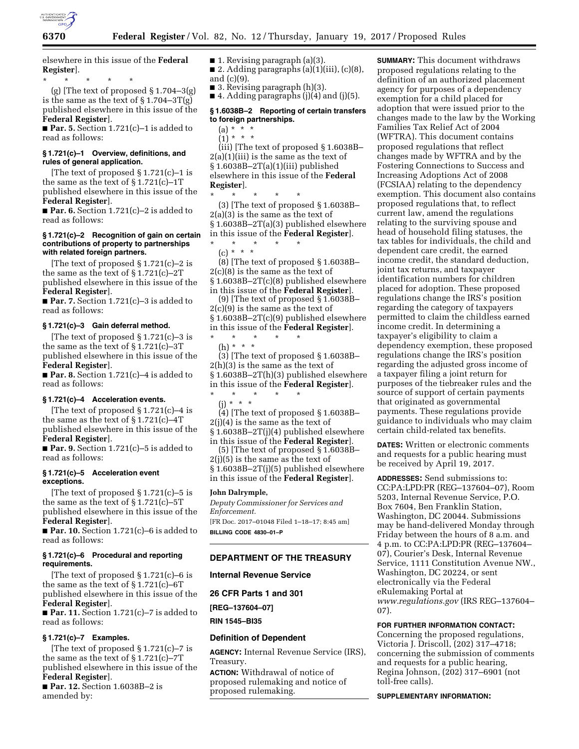elsewhere in this issue of the **Federal Register**].

\* \* \* \* \*

(g) [The text of proposed § 1.704–3(g) is the same as the text of § 1.704–3T(g) published elsewhere in this issue of the **Federal Register**].

■ **Par. 5.** Section 1.721(c)–1 is added to read as follows:

#### § 1.721(c)–1 Overview, definitions, and rules of general application.

[The text of proposed § 1.721(c)–1 is the same as the text of § 1.721(c)–1T published elsewhere in this issue of the **Federal Register**].

■ **Par. 6.** Section 1.721(c)–2 is added to read as follows:

#### § 1.721(c)–2 Recognition of gain on certain contributions of property to partnerships with related foreign partners.

[The text of proposed § 1.721(c)–2 is the same as the text of § 1.721(c)–2T published elsewhere in this issue of the **Federal Register**].

■ **Par. 7.** Section 1.721(c)–3 is added to read as follows:

#### § 1.721(c)–3 Gain deferral method.

[The text of proposed § 1.721(c)–3 is the same as the text of § 1.721(c)–3T published elsewhere in this issue of the **Federal Register**].

■ **Par. 8.** Section 1.721(c)–4 is added to read as follows:

#### § 1.721(c)–4 Acceleration events.

[The text of proposed § 1.721(c)–4 is the same as the text of § 1.721(c)–4T published elsewhere in this issue of the **Federal Register**].

■ **Par. 9.** Section 1.721(c)–5 is added to read as follows:

#### § 1.721(c)–5 Acceleration event exceptions.

[The text of proposed § 1.721(c)–5 is the same as the text of § 1.721(c)–5T published elsewhere in this issue of the **Federal Register**].

■ **Par. 10.** Section 1.721(c)–6 is added to read as follows:

#### § 1.721(c)–6 Procedural and reporting requirements.

[The text of proposed § 1.721(c)–6 is the same as the text of § 1.721(c)–6T published elsewhere in this issue of the **Federal Register**].

■ **Par. 11.** Section 1.721(c)–7 is added to read as follows:

#### § 1.721(c)–7 Examples.

[The text of proposed § 1.721(c)–7 is the same as the text of § 1.721(c)–7T published elsewhere in this issue of the **Federal Register**].

■ **Par. 12.** Section 1.6038B–2 is amended by:

■ 1. Revising paragraph (a)(3).

■ 2. Adding paragraphs (a)(1)(iii), (c)(8), and (c)(9).

■ 3. Revising paragraph (h)(3).

■ 4. Adding paragraphs (j)(4) and (j)(5).

#### § 1.6038B–2 Reporting of certain transfers to foreign partnerships.

(a) \* \* \*

(1) \* \* \*

(iii) [The text of proposed § 1.6038B–2(a)(1)(iii) is the same as the text of § 1.6038B–2T(a)(1)(iii) published elsewhere in this issue of the **Federal Register**].

\* \* \* \* \*

(3) [The text of proposed § 1.6038B–2(a)(3) is the same as the text of § 1.6038B–2T(a)(3) published elsewhere in this issue of the **Federal Register**].

\* \* \* \* \*

(c) \* \* \*

(8) [The text of proposed § 1.6038B–2(c)(8) is the same as the text of § 1.6038B–2T(c)(8) published elsewhere in this issue of the **Federal Register**].

(9) [The text of proposed § 1.6038B–2(c)(9) is the same as the text of § 1.6038B–2T(c)(9) published elsewhere in this issue of the **Federal Register**].

\* \* \* \* \*

(h) \* \* \*

(3) [The text of proposed § 1.6038B–2(h)(3) is the same as the text of § 1.6038B–2T(h)(3) published elsewhere in this issue of the **Federal Register**].

\* \* \* \* \*

(j) \* \* \*

(4) [The text of proposed § 1.6038B–2(j)(4) is the same as the text of § 1.6038B–2T(j)(4) published elsewhere in this issue of the **Federal Register**].

(5) [The text of proposed § 1.6038B–2(j)(5) is the same as the text of § 1.6038B–2T(j)(5) published elsewhere in this issue of the **Federal Register**].

**John Dalrymple,**

*Deputy Commissioner for Services and Enforcement.*

[FR Doc. 2017–01048 Filed 1–18–17; 8:45 am]

**BILLING CODE 4830–01–P**

## DEPARTMENT OF THE TREASURY

### Internal Revenue Service

### 26 CFR Parts 1 and 301

**[REG–137604–07]**

**RIN 1545–BI35**

### Definition of Dependent

**AGENCY:** Internal Revenue Service (IRS), Treasury.

**ACTION:** Withdrawal of notice of proposed rulemaking and notice of proposed rulemaking.

**SUMMARY:** This document withdraws proposed regulations relating to the definition of an authorized placement agency for purposes of a dependency exemption for a child placed for adoption that were issued prior to the changes made to the law by the Working Families Tax Relief Act of 2004 (WFTRA). This document contains proposed regulations that reflect changes made by WFTRA and by the Fostering Connections to Success and Increasing Adoptions Act of 2008 (FCSIAA) relating to the dependency exemption. This document also contains proposed regulations that, to reflect current law, amend the regulations relating to the surviving spouse and head of household filing statuses, the tax tables for individuals, the child and dependent care credit, the earned income credit, the standard deduction, joint tax returns, and taxpayer identification numbers for children placed for adoption. These proposed regulations change the IRS's position regarding the category of taxpayers permitted to claim the childless earned income credit. In determining a taxpayer's eligibility to claim a dependency exemption, these proposed regulations change the IRS's position regarding the adjusted gross income of a taxpayer filing a joint return for purposes of the tiebreaker rules and the source of support of certain payments that originated as governmental payments. These regulations provide guidance to individuals who may claim certain child-related tax benefits.

**DATES:** Written or electronic comments and requests for a public hearing must be received by April 19, 2017.

**ADDRESSES:** Send submissions to: CC:PA:LPD:PR (REG–137604–07), Room 5203, Internal Revenue Service, P.O. Box 7604, Ben Franklin Station, Washington, DC 20044. Submissions may be hand-delivered Monday through Friday between the hours of 8 a.m. and 4 p.m. to CC:PA:LPD:PR (REG–137604–07), Courier's Desk, Internal Revenue Service, 1111 Constitution Avenue NW., Washington, DC 20224, or sent electronically via the Federal eRulemaking Portal at *www.regulations.gov* (IRS REG–137604–07).

**FOR FURTHER INFORMATION CONTACT:** Concerning the proposed regulations, Victoria J. Driscoll, (202) 317–4718; concerning the submission of comments and requests for a public hearing, Regina Johnson, (202) 317–6901 (not toll-free calls).

**SUPPLEMENTARY INFORMATION:**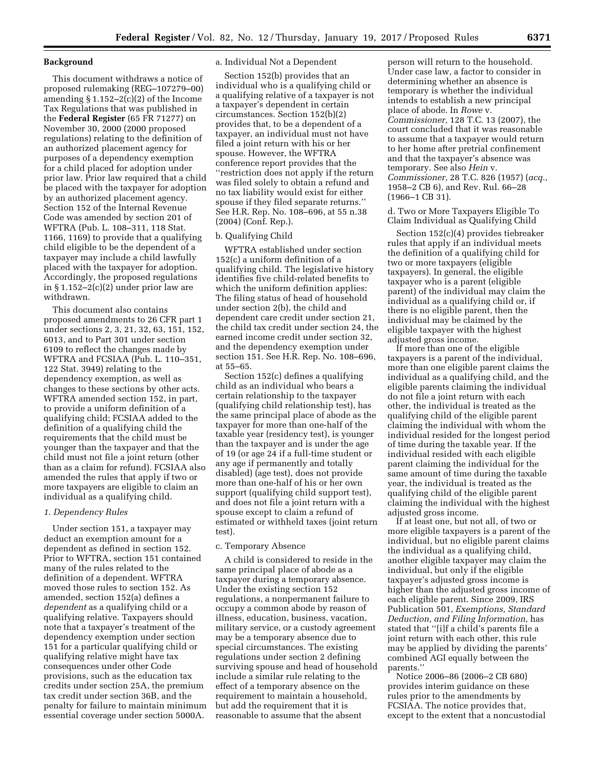## Background

This document withdraws a notice of proposed rulemaking (REG–107279–00) amending § 1.152–2(c)(2) of the Income Tax Regulations that was published in the **Federal Register** (65 FR 71277) on November 30, 2000 (2000 proposed regulations) relating to the definition of an authorized placement agency for purposes of a dependency exemption for a child placed for adoption under prior law. Prior law required that a child be placed with the taxpayer for adoption by an authorized placement agency. Section 152 of the Internal Revenue Code was amended by section 201 of WFTRA (Pub. L. 108–311, 118 Stat. 1166, 1169) to provide that a qualifying child eligible to be the dependent of a taxpayer may include a child lawfully placed with the taxpayer for adoption. Accordingly, the proposed regulations in § 1.152–2(c)(2) under prior law are withdrawn.

This document also contains proposed amendments to 26 CFR part 1 under sections 2, 3, 21, 32, 63, 151, 152, 6013, and to Part 301 under section 6109 to reflect the changes made by WFTRA and FCSIAA (Pub. L. 110–351, 122 Stat. 3949) relating to the dependency exemption, as well as changes to these sections by other acts. WFTRA amended section 152, in part, to provide a uniform definition of a qualifying child; FCSIAA added to the definition of a qualifying child the requirements that the child must be younger than the taxpayer and that the child must not file a joint return (other than as a claim for refund). FCSIAA also amended the rules that apply if two or more taxpayers are eligible to claim an individual as a qualifying child.

### *1. Dependency Rules*

Under section 151, a taxpayer may deduct an exemption amount for a dependent as defined in section 152. Prior to WFTRA, section 151 contained many of the rules related to the definition of a dependent. WFTRA moved those rules to section 152. As amended, section 152(a) defines a *dependent* as a qualifying child or a qualifying relative. Taxpayers should note that a taxpayer's treatment of the dependency exemption under section 151 for a particular qualifying child or qualifying relative might have tax consequences under other Code provisions, such as the education tax credits under section 25A, the premium tax credit under section 36B, and the penalty for failure to maintain minimum essential coverage under section 5000A.

#### a. Individual Not a Dependent

Section 152(b) provides that an individual who is a qualifying child or a qualifying relative of a taxpayer is not a taxpayer's dependent in certain circumstances. Section 152(b)(2) provides that, to be a dependent of a taxpayer, an individual must not have filed a joint return with his or her spouse. However, the WFTRA conference report provides that the ''restriction does not apply if the return was filed solely to obtain a refund and no tax liability would exist for either spouse if they filed separate returns.'' See H.R. Rep. No. 108–696, at 55 n.38 (2004) (Conf. Rep.).

#### b. Qualifying Child

WFTRA established under section 152(c) a uniform definition of a qualifying child. The legislative history identifies five child-related benefits to which the uniform definition applies: The filing status of head of household under section 2(b), the child and dependent care credit under section 21, the child tax credit under section 24, the earned income credit under section 32, and the dependency exemption under section 151. See H.R. Rep. No. 108–696, at 55–65.

Section 152(c) defines a qualifying child as an individual who bears a certain relationship to the taxpayer (qualifying child relationship test), has the same principal place of abode as the taxpayer for more than one-half of the taxable year (residency test), is younger than the taxpayer and is under the age of 19 (or age 24 if a full-time student or any age if permanently and totally disabled) (age test), does not provide more than one-half of his or her own support (qualifying child support test), and does not file a joint return with a spouse except to claim a refund of estimated or withheld taxes (joint return test).

#### c. Temporary Absence

A child is considered to reside in the same principal place of abode as a taxpayer during a temporary absence. Under the existing section 152 regulations, a nonpermanent failure to occupy a common abode by reason of illness, education, business, vacation, military service, or a custody agreement may be a temporary absence due to special circumstances. The existing regulations under section 2 defining surviving spouse and head of household include a similar rule relating to the effect of a temporary absence on the requirement to maintain a household, but add the requirement that it is reasonable to assume that the absent person will return to the household. Under case law, a factor to consider in determining whether an absence is temporary is whether the individual intends to establish a new principal place of abode. In *Rowe* v. *Commissioner,* 128 T.C. 13 (2007), the court concluded that it was reasonable to assume that a taxpayer would return to her home after pretrial confinement and that the taxpayer's absence was temporary. See also *Hein* v. *Commissioner,* 28 T.C. 826 (1957) (*acq.,* 1958–2 CB 6), and Rev. Rul. 66–28 (1966–1 CB 31).

#### d. Two or More Taxpayers Eligible To Claim Individual as Qualifying Child

Section 152(c)(4) provides tiebreaker rules that apply if an individual meets the definition of a qualifying child for two or more taxpayers (eligible taxpayers). In general, the eligible taxpayer who is a parent (eligible parent) of the individual may claim the individual as a qualifying child or, if there is no eligible parent, then the individual may be claimed by the eligible taxpayer with the highest adjusted gross income.

If more than one of the eligible taxpayers is a parent of the individual, more than one eligible parent claims the individual as a qualifying child, and the eligible parents claiming the individual do not file a joint return with each other, the individual is treated as the qualifying child of the eligible parent claiming the individual with whom the individual resided for the longest period of time during the taxable year. If the individual resided with each eligible parent claiming the individual for the same amount of time during the taxable year, the individual is treated as the qualifying child of the eligible parent claiming the individual with the highest adjusted gross income.

If at least one, but not all, of two or more eligible taxpayers is a parent of the individual, but no eligible parent claims the individual as a qualifying child, another eligible taxpayer may claim the individual, but only if the eligible taxpayer's adjusted gross income is higher than the adjusted gross income of each eligible parent. Since 2009, IRS Publication 501, *Exemptions, Standard Deduction, and Filing Information,* has stated that ''[i]f a child's parents file a joint return with each other, this rule may be applied by dividing the parents' combined AGI equally between the parents.''

Notice 2006–86 (2006–2 CB 680) provides interim guidance on these rules prior to the amendments by FCSIAA. The notice provides that, except to the extent that a noncustodial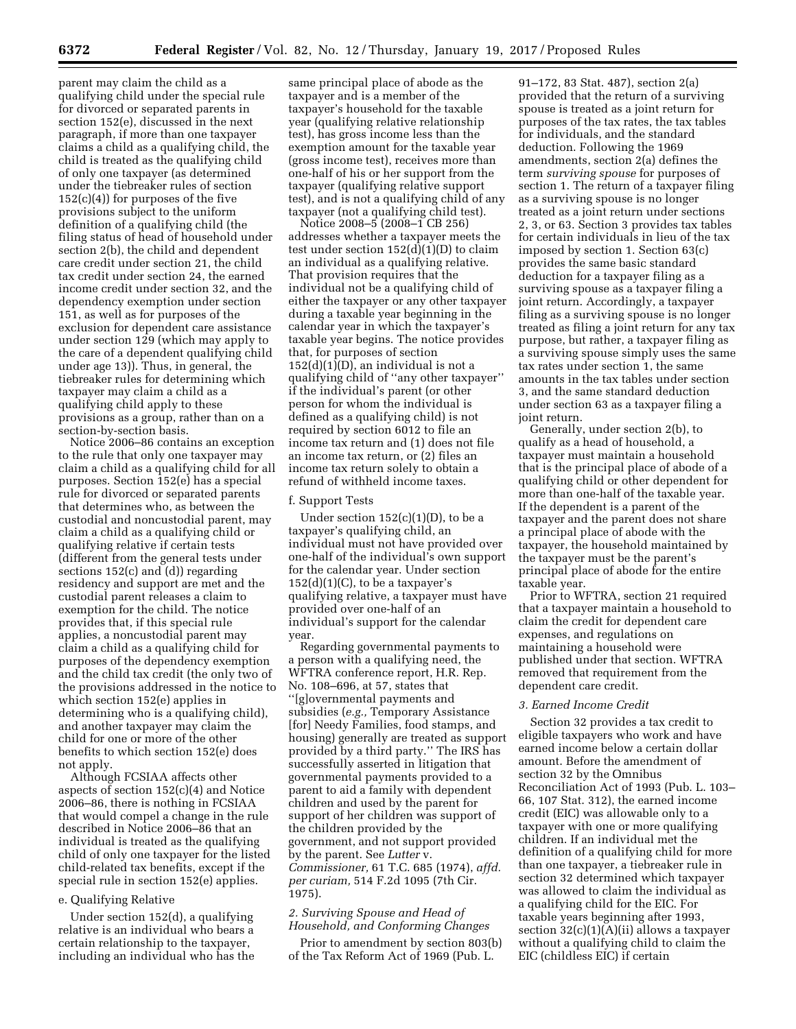parent may claim the child as a qualifying child under the special rule for divorced or separated parents in section 152(e), discussed in the next paragraph, if more than one taxpayer claims a child as a qualifying child, the child is treated as the qualifying child of only one taxpayer (as determined under the tiebreaker rules of section 152(c)(4)) for purposes of the five provisions subject to the uniform definition of a qualifying child (the filing status of head of household under section 2(b), the child and dependent care credit under section 21, the child tax credit under section 24, the earned income credit under section 32, and the dependency exemption under section 151, as well as for purposes of the exclusion for dependent care assistance under section 129 (which may apply to the care of a dependent qualifying child under age 13)). Thus, in general, the tiebreaker rules for determining which taxpayer may claim a child as a qualifying child apply to these provisions as a group, rather than on a section-by-section basis.

Notice 2006–86 contains an exception to the rule that only one taxpayer may claim a child as a qualifying child for all purposes. Section 152(e) has a special rule for divorced or separated parents that determines who, as between the custodial and noncustodial parent, may claim a child as a qualifying child or qualifying relative if certain tests (different from the general tests under sections 152(c) and (d)) regarding residency and support are met and the custodial parent releases a claim to exemption for the child. The notice provides that, if this special rule applies, a noncustodial parent may claim a child as a qualifying child for purposes of the dependency exemption and the child tax credit (the only two of the provisions addressed in the notice to which section 152(e) applies in determining who is a qualifying child), and another taxpayer may claim the child for one or more of the other benefits to which section 152(e) does not apply.

Although FCSIAA affects other aspects of section 152(c)(4) and Notice 2006–86, there is nothing in FCSIAA that would compel a change in the rule described in Notice 2006–86 that an individual is treated as the qualifying child of only one taxpayer for the listed child-related tax benefits, except if the special rule in section 152(e) applies.

e. Qualifying Relative

Under section 152(d), a qualifying relative is an individual who bears a certain relationship to the taxpayer, including an individual who has the same principal place of abode as the taxpayer and is a member of the taxpayer's household for the taxable year (qualifying relative relationship test), has gross income less than the exemption amount for the taxable year (gross income test), receives more than one-half of his or her support from the taxpayer (qualifying relative support test), and is not a qualifying child of any taxpayer (not a qualifying child test).

Notice 2008–5 (2008–1 CB 256) addresses whether a taxpayer meets the test under section 152(d)(1)(D) to claim an individual as a qualifying relative. That provision requires that the individual not be a qualifying child of either the taxpayer or any other taxpayer during a taxable year beginning in the calendar year in which the taxpayer's taxable year begins. The notice provides that, for purposes of section 152(d)(1)(D), an individual is not a qualifying child of ''any other taxpayer'' if the individual's parent (or other person for whom the individual is defined as a qualifying child) is not required by section 6012 to file an income tax return and (1) does not file an income tax return, or (2) files an income tax return solely to obtain a refund of withheld income taxes.

f. Support Tests

Under section 152(c)(1)(D), to be a taxpayer's qualifying child, an individual must not have provided over one-half of the individual's own support for the calendar year. Under section 152(d)(1)(C), to be a taxpayer's qualifying relative, a taxpayer must have provided over one-half of an individual's support for the calendar year.

Regarding governmental payments to a person with a qualifying need, the WFTRA conference report, H.R. Rep. No. 108–696, at 57, states that ''[g]overnmental payments and subsidies (*e.g.,* Temporary Assistance [for] Needy Families, food stamps, and housing) generally are treated as support provided by a third party.'' The IRS has successfully asserted in litigation that governmental payments provided to a parent to aid a family with dependent children and used by the parent for support of her children was support of the children provided by the government, and not support provided by the parent. See *Lutter* v. *Commissioner,* 61 T.C. 685 (1974), *affd. per curiam,* 514 F.2d 1095 (7th Cir. 1975).

*2. Surviving Spouse and Head of Household, and Conforming Changes*

Prior to amendment by section 803(b) of the Tax Reform Act of 1969 (Pub. L. 91–172, 83 Stat. 487), section 2(a) provided that the return of a surviving spouse is treated as a joint return for purposes of the tax rates, the tax tables for individuals, and the standard deduction. Following the 1969 amendments, section 2(a) defines the term *surviving spouse* for purposes of section 1. The return of a taxpayer filing as a surviving spouse is no longer treated as a joint return under sections 2, 3, or 63. Section 3 provides tax tables for certain individuals in lieu of the tax imposed by section 1. Section 63(c) provides the same basic standard deduction for a taxpayer filing as a surviving spouse as a taxpayer filing a joint return. Accordingly, a taxpayer filing as a surviving spouse is no longer treated as filing a joint return for any tax purpose, but rather, a taxpayer filing as a surviving spouse simply uses the same tax rates under section 1, the same amounts in the tax tables under section 3, and the same standard deduction under section 63 as a taxpayer filing a joint return.

Generally, under section 2(b), to qualify as a head of household, a taxpayer must maintain a household that is the principal place of abode of a qualifying child or other dependent for more than one-half of the taxable year. If the dependent is a parent of the taxpayer and the parent does not share a principal place of abode with the taxpayer, the household maintained by the taxpayer must be the parent's principal place of abode for the entire taxable year.

Prior to WFTRA, section 21 required that a taxpayer maintain a household to claim the credit for dependent care expenses, and regulations on maintaining a household were published under that section. WFTRA removed that requirement from the dependent care credit.

*3. Earned Income Credit*

Section 32 provides a tax credit to eligible taxpayers who work and have earned income below a certain dollar amount. Before the amendment of section 32 by the Omnibus Reconciliation Act of 1993 (Pub. L. 103–66, 107 Stat. 312), the earned income credit (EIC) was allowable only to a taxpayer with one or more qualifying children. If an individual met the definition of a qualifying child for more than one taxpayer, a tiebreaker rule in section 32 determined which taxpayer was allowed to claim the individual as a qualifying child for the EIC. For taxable years beginning after 1993, section 32(c)(1)(A)(ii) allows a taxpayer without a qualifying child to claim the EIC (childless EIC) if certain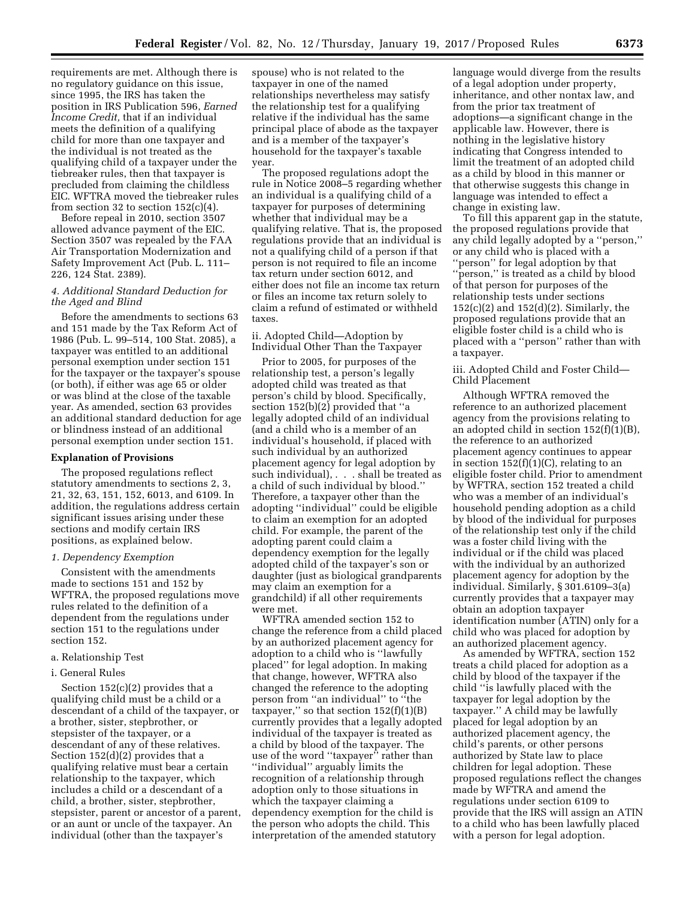requirements are met. Although there is no regulatory guidance on this issue, since 1995, the IRS has taken the position in IRS Publication 596, *Earned Income Credit,* that if an individual meets the definition of a qualifying child for more than one taxpayer and the individual is not treated as the qualifying child of a taxpayer under the tiebreaker rules, then that taxpayer is precluded from claiming the childless EIC. WFTRA moved the tiebreaker rules from section 32 to section 152(c)(4).

Before repeal in 2010, section 3507 allowed advance payment of the EIC. Section 3507 was repealed by the FAA Air Transportation Modernization and Safety Improvement Act (Pub. L. 111–226, 124 Stat. 2389).

#### *4. Additional Standard Deduction for the Aged and Blind*

Before the amendments to sections 63 and 151 made by the Tax Reform Act of 1986 (Pub. L. 99–514, 100 Stat. 2085), a taxpayer was entitled to an additional personal exemption under section 151 for the taxpayer or the taxpayer's spouse (or both), if either was age 65 or older or was blind at the close of the taxable year. As amended, section 63 provides an additional standard deduction for age or blindness instead of an additional personal exemption under section 151.

## **Explanation of Provisions**

The proposed regulations reflect statutory amendments to sections 2, 3, 21, 32, 63, 151, 152, 6013, and 6109. In addition, the regulations address certain significant issues arising under these sections and modify certain IRS positions, as explained below.

#### *1. Dependency Exemption*

Consistent with the amendments made to sections 151 and 152 by WFTRA, the proposed regulations move rules related to the definition of a dependent from the regulations under section 151 to the regulations under section 152.

a. Relationship Test

i. General Rules

Section 152(c)(2) provides that a qualifying child must be a child or a descendant of a child of the taxpayer, or a brother, sister, stepbrother, or stepsister of the taxpayer, or a descendant of any of these relatives. Section 152(d)(2) provides that a qualifying relative must bear a certain relationship to the taxpayer, which includes a child or a descendant of a child, a brother, sister, stepbrother, stepsister, parent or ancestor of a parent, or an aunt or uncle of the taxpayer. An individual (other than the taxpayer's spouse) who is not related to the taxpayer in one of the named relationships nevertheless may satisfy the relationship test for a qualifying relative if the individual has the same principal place of abode as the taxpayer and is a member of the taxpayer's household for the taxpayer's taxable year.

The proposed regulations adopt the rule in Notice 2008–5 regarding whether an individual is a qualifying child of a taxpayer for purposes of determining whether that individual may be a qualifying relative. That is, the proposed regulations provide that an individual is not a qualifying child of a person if that person is not required to file an income tax return under section 6012, and either does not file an income tax return or files an income tax return solely to claim a refund of estimated or withheld taxes.

ii. Adopted Child—Adoption by Individual Other Than the Taxpayer

Prior to 2005, for purposes of the relationship test, a person's legally adopted child was treated as that person's child by blood. Specifically, section 152(b)(2) provided that "a legally adopted child of an individual (and a child who is a member of an individual's household, if placed with such individual by an authorized placement agency for legal adoption by such individual), . . . shall be treated as a child of such individual by blood." Therefore, a taxpayer other than the adopting "individual" could be eligible to claim an exemption for an adopted child. For example, the parent of the adopting parent could claim a dependency exemption for the legally adopted child of the taxpayer's son or daughter (just as biological grandparents may claim an exemption for a grandchild) if all other requirements were met.

WFTRA amended section 152 to change the reference from a child placed by an authorized placement agency for adoption to a child who is "lawfully placed" for legal adoption. In making that change, however, WFTRA also changed the reference to the adopting person from "an individual" to "the taxpayer," so that section 152(f)(1)(B) currently provides that a legally adopted individual of the taxpayer is treated as a child by blood of the taxpayer. The use of the word "taxpayer" rather than "individual" arguably limits the recognition of a relationship through adoption only to those situations in which the taxpayer claiming a dependency exemption for the child is the person who adopts the child. This interpretation of the amended statutory language would diverge from the results of a legal adoption under property, inheritance, and other nontax law, and from the prior tax treatment of adoptions—a significant change in the applicable law. However, there is nothing in the legislative history indicating that Congress intended to limit the treatment of an adopted child as a child by blood in this manner or that otherwise suggests this change in language was intended to effect a change in existing law.

To fill this apparent gap in the statute, the proposed regulations provide that any child legally adopted by a "person," or any child who is placed with a "person" for legal adoption by that "person," is treated as a child by blood of that person for purposes of the relationship tests under sections 152(c)(2) and 152(d)(2). Similarly, the proposed regulations provide that an eligible foster child is a child who is placed with a "person" rather than with a taxpayer.

iii. Adopted Child and Foster Child—Child Placement

Although WFTRA removed the reference to an authorized placement agency from the provisions relating to an adopted child in section 152(f)(1)(B), the reference to an authorized placement agency continues to appear in section 152(f)(1)(C), relating to an eligible foster child. Prior to amendment by WFTRA, section 152 treated a child who was a member of an individual's household pending adoption as a child by blood of the individual for purposes of the relationship test only if the child was a foster child living with the individual or if the child was placed with the individual by an authorized placement agency for adoption by the individual. Similarly, § 301.6109–3(a) currently provides that a taxpayer may obtain an adoption taxpayer identification number (ATIN) only for a child who was placed for adoption by an authorized placement agency.

As amended by WFTRA, section 152 treats a child placed for adoption as a child by blood of the taxpayer if the child "is lawfully placed with the taxpayer for legal adoption by the taxpayer." A child may be lawfully placed for legal adoption by an authorized placement agency, the child's parents, or other persons authorized by State law to place children for legal adoption. These proposed regulations reflect the changes made by WFTRA and amend the regulations under section 6109 to provide that the IRS will assign an ATIN to a child who has been lawfully placed with a person for legal adoption.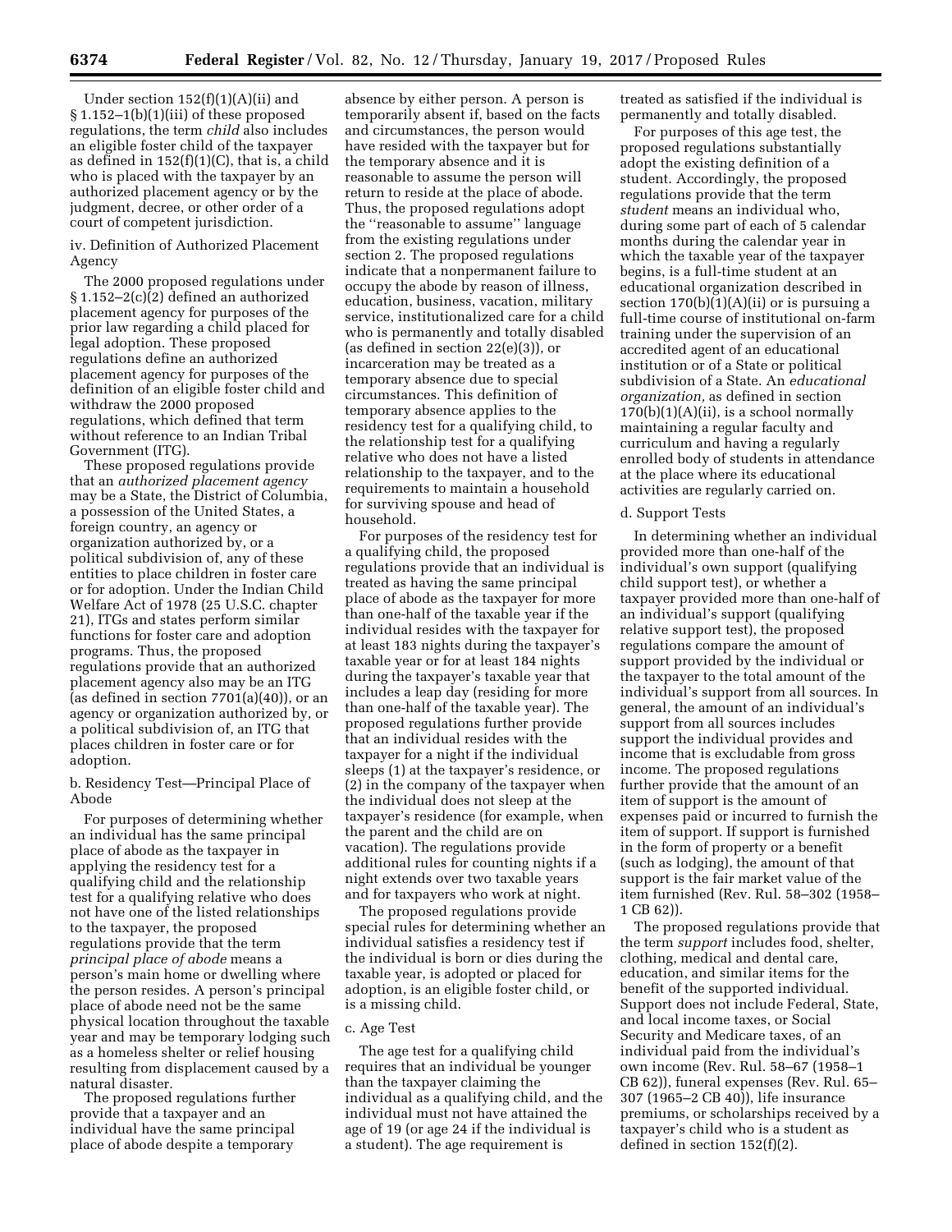Under section 152(f)(1)(A)(ii) and § 1.152–1(b)(1)(iii) of these proposed regulations, the term *child* also includes an eligible foster child of the taxpayer as defined in 152(f)(1)(C), that is, a child who is placed with the taxpayer by an authorized placement agency or by the judgment, decree, or other order of a court of competent jurisdiction.

iv. Definition of Authorized Placement Agency

The 2000 proposed regulations under § 1.152–2(c)(2) defined an authorized placement agency for purposes of the prior law regarding a child placed for legal adoption. These proposed regulations define an authorized placement agency for purposes of the definition of an eligible foster child and withdraw the 2000 proposed regulations, which defined that term without reference to an Indian Tribal Government (ITG).

These proposed regulations provide that an *authorized placement agency* may be a State, the District of Columbia, a possession of the United States, a foreign country, an agency or organization authorized by, or a political subdivision of, any of these entities to place children in foster care or for adoption. Under the Indian Child Welfare Act of 1978 (25 U.S.C. chapter 21), ITGs and states perform similar functions for foster care and adoption programs. Thus, the proposed regulations provide that an authorized placement agency also may be an ITG (as defined in section 7701(a)(40)), or an agency or organization authorized by, or a political subdivision of, an ITG that places children in foster care or for adoption.

b. Residency Test—Principal Place of Abode

For purposes of determining whether an individual has the same principal place of abode as the taxpayer in applying the residency test for a qualifying child and the relationship test for a qualifying relative who does not have one of the listed relationships to the taxpayer, the proposed regulations provide that the term *principal place of abode* means a person's main home or dwelling where the person resides. A person's principal place of abode need not be the same physical location throughout the taxable year and may be temporary lodging such as a homeless shelter or relief housing resulting from displacement caused by a natural disaster.

The proposed regulations further provide that a taxpayer and an individual have the same principal place of abode despite a temporary absence by either person. A person is temporarily absent if, based on the facts and circumstances, the person would have resided with the taxpayer but for the temporary absence and it is reasonable to assume the person will return to reside at the place of abode. Thus, the proposed regulations adopt the ''reasonable to assume'' language from the existing regulations under section 2. The proposed regulations indicate that a nonpermanent failure to occupy the abode by reason of illness, education, business, vacation, military service, institutionalized care for a child who is permanently and totally disabled (as defined in section 22(e)(3)), or incarceration may be treated as a temporary absence due to special circumstances. This definition of temporary absence applies to the residency test for a qualifying child, to the relationship test for a qualifying relative who does not have a listed relationship to the taxpayer, and to the requirements to maintain a household for surviving spouse and head of household.

For purposes of the residency test for a qualifying child, the proposed regulations provide that an individual is treated as having the same principal place of abode as the taxpayer for more than one-half of the taxable year if the individual resides with the taxpayer for at least 183 nights during the taxpayer's taxable year or for at least 184 nights during the taxpayer's taxable year that includes a leap day (residing for more than one-half of the taxable year). The proposed regulations further provide that an individual resides with the taxpayer for a night if the individual sleeps (1) at the taxpayer's residence, or (2) in the company of the taxpayer when the individual does not sleep at the taxpayer's residence (for example, when the parent and the child are on vacation). The regulations provide additional rules for counting nights if a night extends over two taxable years and for taxpayers who work at night.

The proposed regulations provide special rules for determining whether an individual satisfies a residency test if the individual is born or dies during the taxable year, is adopted or placed for adoption, is an eligible foster child, or is a missing child.

c. Age Test

The age test for a qualifying child requires that an individual be younger than the taxpayer claiming the individual as a qualifying child, and the individual must not have attained the age of 19 (or age 24 if the individual is a student). The age requirement is treated as satisfied if the individual is permanently and totally disabled.

For purposes of this age test, the proposed regulations substantially adopt the existing definition of a student. Accordingly, the proposed regulations provide that the term *student* means an individual who, during some part of each of 5 calendar months during the calendar year in which the taxable year of the taxpayer begins, is a full-time student at an educational organization described in section 170(b)(1)(A)(ii) or is pursuing a full-time course of institutional on-farm training under the supervision of an accredited agent of an educational institution or of a State or political subdivision of a State. An *educational organization,* as defined in section 170(b)(1)(A)(ii), is a school normally maintaining a regular faculty and curriculum and having a regularly enrolled body of students in attendance at the place where its educational activities are regularly carried on.

d. Support Tests

In determining whether an individual provided more than one-half of the individual's own support (qualifying child support test), or whether a taxpayer provided more than one-half of an individual's support (qualifying relative support test), the proposed regulations compare the amount of support provided by the individual or the taxpayer to the total amount of the individual's support from all sources. In general, the amount of an individual's support from all sources includes support the individual provides and income that is excludable from gross income. The proposed regulations further provide that the amount of an item of support is the amount of expenses paid or incurred to furnish the item of support. If support is furnished in the form of property or a benefit (such as lodging), the amount of that support is the fair market value of the item furnished (Rev. Rul. 58–302 (1958–1 CB 62)).

The proposed regulations provide that the term *support* includes food, shelter, clothing, medical and dental care, education, and similar items for the benefit of the supported individual. Support does not include Federal, State, and local income taxes, or Social Security and Medicare taxes, of an individual paid from the individual's own income (Rev. Rul. 58–67 (1958–1 CB 62)), funeral expenses (Rev. Rul. 65–307 (1965–2 CB 40)), life insurance premiums, or scholarships received by a taxpayer's child who is a student as defined in section 152(f)(2).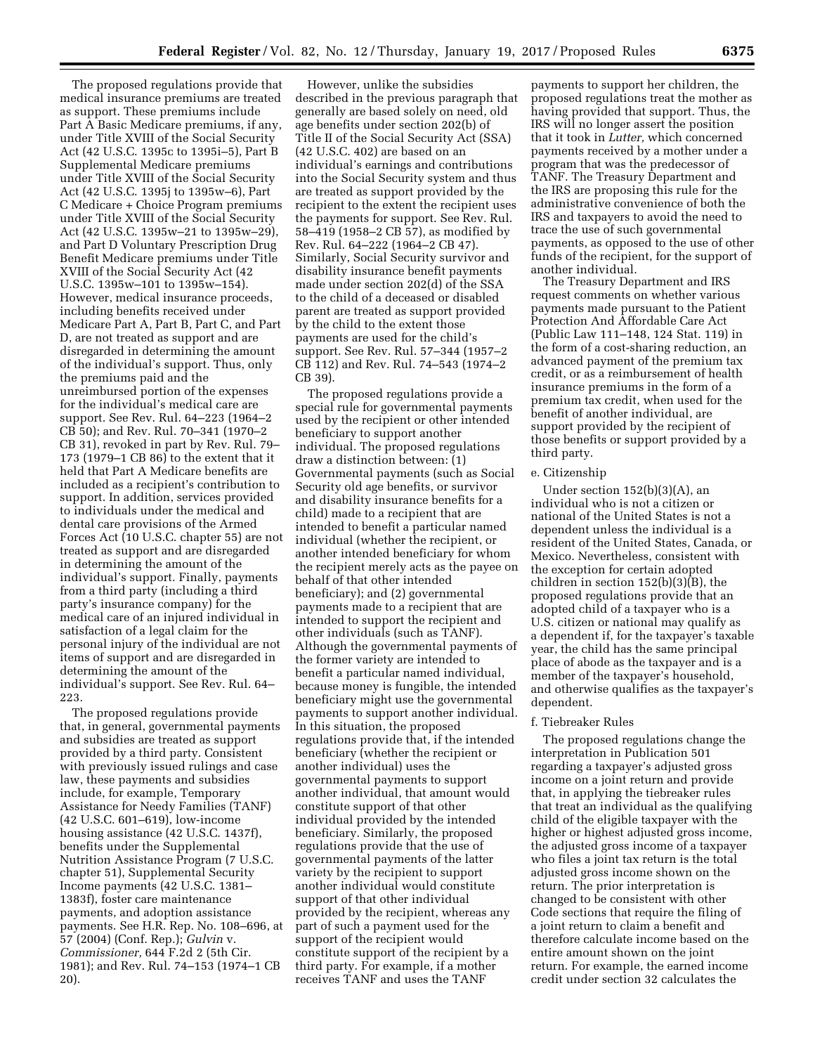The proposed regulations provide that medical insurance premiums are treated as support. These premiums include Part A Basic Medicare premiums, if any, under Title XVIII of the Social Security Act (42 U.S.C. 1395c to 1395i–5), Part B Supplemental Medicare premiums under Title XVIII of the Social Security Act (42 U.S.C. 1395j to 1395w–6), Part C Medicare + Choice Program premiums under Title XVIII of the Social Security Act (42 U.S.C. 1395w–21 to 1395w–29), and Part D Voluntary Prescription Drug Benefit Medicare premiums under Title XVIII of the Social Security Act (42 U.S.C. 1395w–101 to 1395w–154). However, medical insurance proceeds, including benefits received under Medicare Part A, Part B, Part C, and Part D, are not treated as support and are disregarded in determining the amount of the individual's support. Thus, only the premiums paid and the unreimbursed portion of the expenses for the individual's medical care are support. See Rev. Rul. 64–223 (1964–2 CB 50); and Rev. Rul. 70–341 (1970–2 CB 31), revoked in part by Rev. Rul. 79–173 (1979–1 CB 86) to the extent that it held that Part A Medicare benefits are included as a recipient's contribution to support. In addition, services provided to individuals under the medical and dental care provisions of the Armed Forces Act (10 U.S.C. chapter 55) are not treated as support and are disregarded in determining the amount of the individual's support. Finally, payments from a third party (including a third party's insurance company) for the medical care of an injured individual in satisfaction of a legal claim for the personal injury of the individual are not items of support and are disregarded in determining the amount of the individual's support. See Rev. Rul. 64–223.

The proposed regulations provide that, in general, governmental payments and subsidies are treated as support provided by a third party. Consistent with previously issued rulings and case law, these payments and subsidies include, for example, Temporary Assistance for Needy Families (TANF) (42 U.S.C. 601–619), low-income housing assistance (42 U.S.C. 1437f), benefits under the Supplemental Nutrition Assistance Program (7 U.S.C. chapter 51), Supplemental Security Income payments (42 U.S.C. 1381–1383f), foster care maintenance payments, and adoption assistance payments. See H.R. Rep. No. 108–696, at 57 (2004) (Conf. Rep.); *Gulvin* v. *Commissioner,* 644 F.2d 2 (5th Cir. 1981); and Rev. Rul. 74–153 (1974–1 CB 20).

However, unlike the subsidies described in the previous paragraph that generally are based solely on need, old age benefits under section 202(b) of Title II of the Social Security Act (SSA) (42 U.S.C. 402) are based on an individual's earnings and contributions into the Social Security system and thus are treated as support provided by the recipient to the extent the recipient uses the payments for support. See Rev. Rul. 58–419 (1958–2 CB 57), as modified by Rev. Rul. 64–222 (1964–2 CB 47). Similarly, Social Security survivor and disability insurance benefit payments made under section 202(d) of the SSA to the child of a deceased or disabled parent are treated as support provided by the child to the extent those payments are used for the child's support. See Rev. Rul. 57–344 (1957–2 CB 112) and Rev. Rul. 74–543 (1974–2 CB 39).

The proposed regulations provide a special rule for governmental payments used by the recipient or other intended beneficiary to support another individual. The proposed regulations draw a distinction between: (1) Governmental payments (such as Social Security old age benefits, or survivor and disability insurance benefits for a child) made to a recipient that are intended to benefit a particular named individual (whether the recipient, or another intended beneficiary for whom the recipient merely acts as the payee on behalf of that other intended beneficiary); and (2) governmental payments made to a recipient that are intended to support the recipient and other individuals (such as TANF). Although the governmental payments of the former variety are intended to benefit a particular named individual, because money is fungible, the intended beneficiary might use the governmental payments to support another individual. In this situation, the proposed regulations provide that, if the intended beneficiary (whether the recipient or another individual) uses the governmental payments to support another individual, that amount would constitute support of that other individual provided by the intended beneficiary. Similarly, the proposed regulations provide that the use of governmental payments of the latter variety by the recipient to support another individual would constitute support of that other individual provided by the recipient, whereas any part of such a payment used for the support of the recipient would constitute support of the recipient by a third party. For example, if a mother receives TANF and uses the TANF payments to support her children, the proposed regulations treat the mother as having provided that support. Thus, the IRS will no longer assert the position that it took in *Lutter,* which concerned payments received by a mother under a program that was the predecessor of TANF. The Treasury Department and the IRS are proposing this rule for the administrative convenience of both the IRS and taxpayers to avoid the need to trace the use of such governmental payments, as opposed to the use of other funds of the recipient, for the support of another individual.

The Treasury Department and IRS request comments on whether various payments made pursuant to the Patient Protection And Affordable Care Act (Public Law 111–148, 124 Stat. 119) in the form of a cost-sharing reduction, an advanced payment of the premium tax credit, or as a reimbursement of health insurance premiums in the form of a premium tax credit, when used for the benefit of another individual, are support provided by the recipient of those benefits or support provided by a third party.

e. Citizenship

Under section 152(b)(3)(A), an individual who is not a citizen or national of the United States is not a dependent unless the individual is a resident of the United States, Canada, or Mexico. Nevertheless, consistent with the exception for certain adopted children in section 152(b)(3)(B), the proposed regulations provide that an adopted child of a taxpayer who is a U.S. citizen or national may qualify as a dependent if, for the taxpayer's taxable year, the child has the same principal place of abode as the taxpayer and is a member of the taxpayer's household, and otherwise qualifies as the taxpayer's dependent.

f. Tiebreaker Rules

The proposed regulations change the interpretation in Publication 501 regarding a taxpayer's adjusted gross income on a joint return and provide that, in applying the tiebreaker rules that treat an individual as the qualifying child of the eligible taxpayer with the higher or highest adjusted gross income, the adjusted gross income of a taxpayer who files a joint tax return is the total adjusted gross income shown on the return. The prior interpretation is changed to be consistent with other Code sections that require the filing of a joint return to claim a benefit and therefore calculate income based on the entire amount shown on the joint return. For example, the earned income credit under section 32 calculates the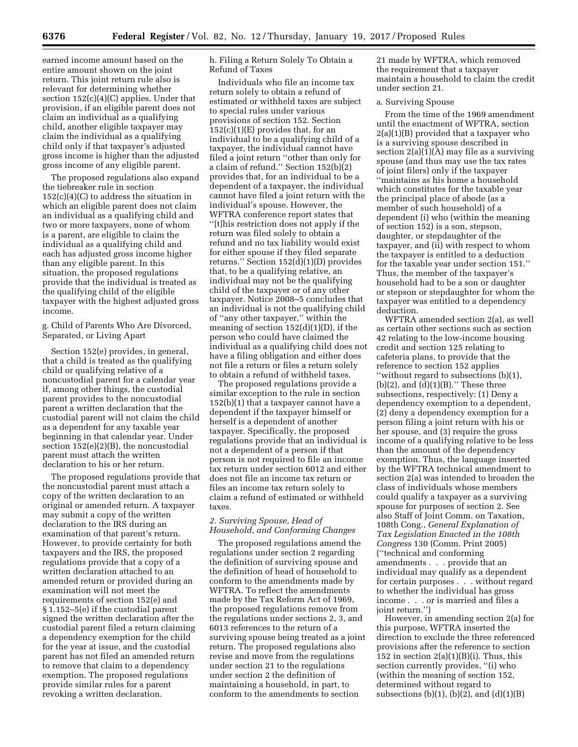earned income amount based on the entire amount shown on the joint return. This joint return rule also is relevant for determining whether section 152(c)(4)(C) applies. Under that provision, if an eligible parent does not claim an individual as a qualifying child, another eligible taxpayer may claim the individual as a qualifying child only if that taxpayer's adjusted gross income is higher than the adjusted gross income of any eligible parent.

The proposed regulations also expand the tiebreaker rule in section 152(c)(4)(C) to address the situation in which an eligible parent does not claim an individual as a qualifying child and two or more taxpayers, none of whom is a parent, are eligible to claim the individual as a qualifying child and each has adjusted gross income higher than any eligible parent. In this situation, the proposed regulations provide that the individual is treated as the qualifying child of the eligible taxpayer with the highest adjusted gross income.

g. Child of Parents Who Are Divorced, Separated, or Living Apart

Section 152(e) provides, in general, that a child is treated as the qualifying child or qualifying relative of a noncustodial parent for a calendar year if, among other things, the custodial parent provides to the noncustodial parent a written declaration that the custodial parent will not claim the child as a dependent for any taxable year beginning in that calendar year. Under section 152(e)(2)(B), the noncustodial parent must attach the written declaration to his or her return.

The proposed regulations provide that the noncustodial parent must attach a copy of the written declaration to an original or amended return. A taxpayer may submit a copy of the written declaration to the IRS during an examination of that parent's return. However, to provide certainty for both taxpayers and the IRS, the proposed regulations provide that a copy of a written declaration attached to an amended return or provided during an examination will not meet the requirements of section 152(e) and § 1.152–5(e) if the custodial parent signed the written declaration after the custodial parent filed a return claiming a dependency exemption for the child for the year at issue, and the custodial parent has not filed an amended return to remove that claim to a dependency exemption. The proposed regulations provide similar rules for a parent revoking a written declaration.

h. Filing a Return Solely To Obtain a Refund of Taxes

Individuals who file an income tax return solely to obtain a refund of estimated or withheld taxes are subject to special rules under various provisions of section 152. Section 152(c)(1)(E) provides that, for an individual to be a qualifying child of a taxpayer, the individual cannot have filed a joint return "other than only for a claim of refund." Section 152(b)(2) provides that, for an individual to be a dependent of a taxpayer, the individual cannot have filed a joint return with the individual's spouse. However, the WFTRA conference report states that "[t]his restriction does not apply if the return was filed solely to obtain a refund and no tax liability would exist for either spouse if they filed separate returns." Section 152(d)(1)(D) provides that, to be a qualifying relative, an individual may not be the qualifying child of the taxpayer or of any other taxpayer. Notice 2008–5 concludes that an individual is not the qualifying child of "any other taxpayer," within the meaning of section 152(d)(1)(D), if the person who could have claimed the individual as a qualifying child does not have a filing obligation and either does not file a return or files a return solely to obtain a refund of withheld taxes.

The proposed regulations provide a similar exception to the rule in section 152(b)(1) that a taxpayer cannot have a dependent if the taxpayer himself or herself is a dependent of another taxpayer. Specifically, the proposed regulations provide that an individual is not a dependent of a person if that person is not required to file an income tax return under section 6012 and either does not file an income tax return or files an income tax return solely to claim a refund of estimated or withheld taxes.

### *2. Surviving Spouse, Head of Household, and Conforming Changes*

The proposed regulations amend the regulations under section 2 regarding the definition of surviving spouse and the definition of head of household to conform to the amendments made by WFTRA. To reflect the amendments made by the Tax Reform Act of 1969, the proposed regulations remove from the regulations under sections 2, 3, and 6013 references to the return of a surviving spouse being treated as a joint return. The proposed regulations also revise and move from the regulations under section 21 to the regulations under section 2 the definition of maintaining a household, in part, to conform to the amendments to section 21 made by WFTRA, which removed the requirement that a taxpayer maintain a household to claim the credit under section 21.

a. Surviving Spouse

From the time of the 1969 amendment until the enactment of WFTRA, section 2(a)(1)(B) provided that a taxpayer who is a surviving spouse described in section 2(a)(1)(A) may file as a surviving spouse (and thus may use the tax rates of joint filers) only if the taxpayer "maintains as his home a household which constitutes for the taxable year the principal place of abode (as a member of such household) of a dependent (i) who (within the meaning of section 152) is a son, stepson, daughter, or stepdaughter of the taxpayer, and (ii) with respect to whom the taxpayer is entitled to a deduction for the taxable year under section 151." Thus, the member of the taxpayer's household had to be a son or daughter or stepson or stepdaughter for whom the taxpayer was entitled to a dependency deduction.

WFTRA amended section 2(a), as well as certain other sections such as section 42 relating to the low-income housing credit and section 125 relating to cafeteria plans, to provide that the reference to section 152 applies "without regard to subsections (b)(1), (b)(2), and (d)(1)(B)." These three subsections, respectively: (1) Deny a dependency exemption to a dependent, (2) deny a dependency exemption for a person filing a joint return with his or her spouse, and (3) require the gross income of a qualifying relative to be less than the amount of the dependency exemption. Thus, the language inserted by the WFTRA technical amendment to section 2(a) was intended to broaden the class of individuals whose members could qualify a taxpayer as a surviving spouse for purposes of section 2. See also Staff of Joint Comm. on Taxation, 108th Cong., *General Explanation of Tax Legislation Enacted in the 108th Congress* 130 (Comm. Print 2005) ("technical and conforming amendments . . . provide that an individual may qualify as a dependent for certain purposes . . . without regard to whether the individual has gross income . . . or is married and files a joint return.")

However, in amending section 2(a) for this purpose, WFTRA inserted the direction to exclude the three referenced provisions after the reference to section 152 in section 2(a)(1)(B)(i). Thus, this section currently provides, "(i) who (within the meaning of section 152, determined without regard to subsections (b)(1), (b)(2), and (d)(1)(B)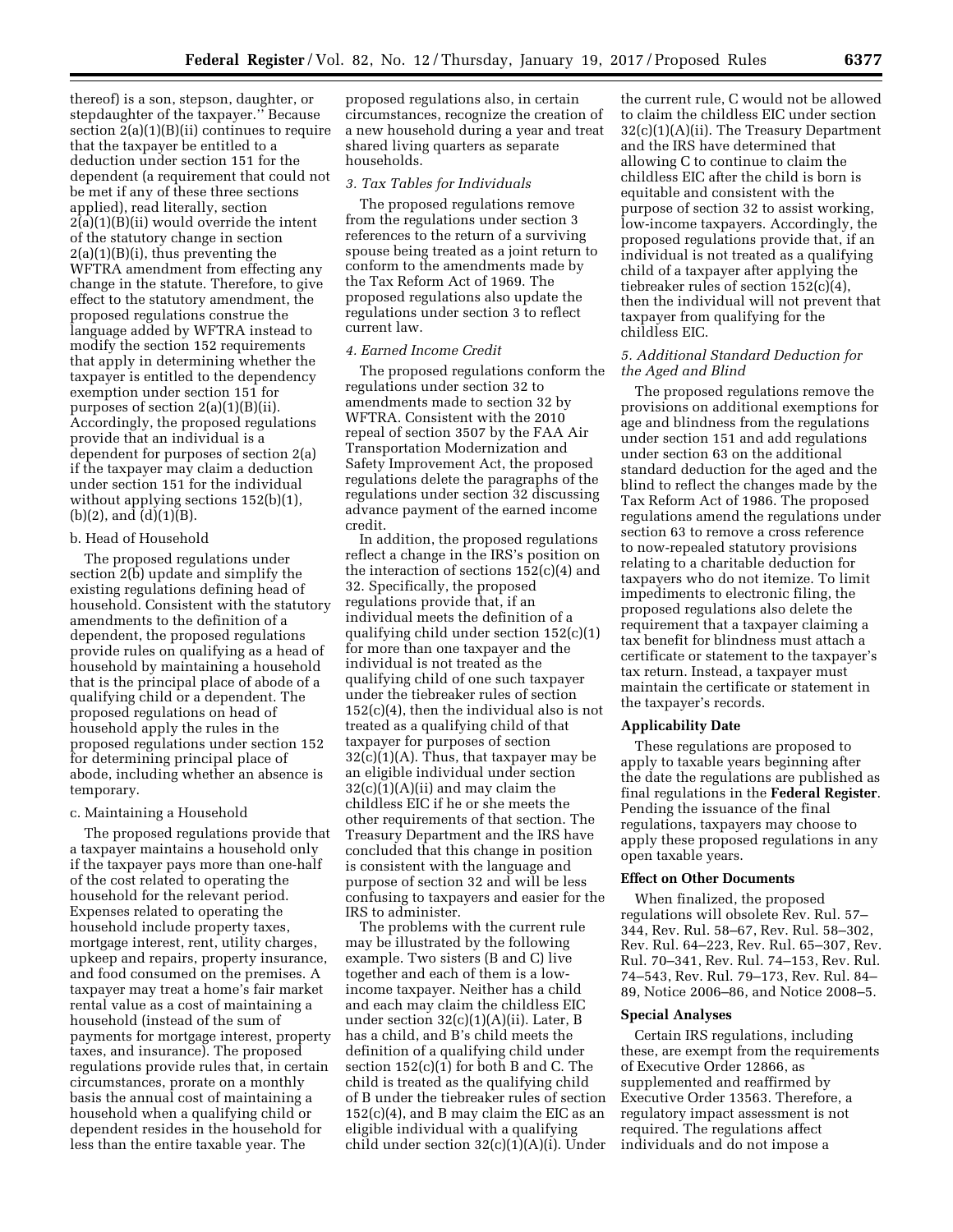thereof) is a son, stepson, daughter, or stepdaughter of the taxpayer.'' Because section 2(a)(1)(B)(ii) continues to require that the taxpayer be entitled to a deduction under section 151 for the dependent (a requirement that could not be met if any of these three sections applied), read literally, section 2(a)(1)(B)(ii) would override the intent of the statutory change in section 2(a)(1)(B)(i), thus preventing the WFTRA amendment from effecting any change in the statute. Therefore, to give effect to the statutory amendment, the proposed regulations construe the language added by WFTRA instead to modify the section 152 requirements that apply in determining whether the taxpayer is entitled to the dependency exemption under section 151 for purposes of section 2(a)(1)(B)(ii). Accordingly, the proposed regulations provide that an individual is a dependent for purposes of section 2(a) if the taxpayer may claim a deduction under section 151 for the individual without applying sections 152(b)(1), (b)(2), and (d)(1)(B).

b. Head of Household

The proposed regulations under section 2(b) update and simplify the existing regulations defining head of household. Consistent with the statutory amendments to the definition of a dependent, the proposed regulations provide rules on qualifying as a head of household by maintaining a household that is the principal place of abode of a qualifying child or a dependent. The proposed regulations on head of household apply the rules in the proposed regulations under section 152 for determining principal place of abode, including whether an absence is temporary.

c. Maintaining a Household

The proposed regulations provide that a taxpayer maintains a household only if the taxpayer pays more than one-half of the cost related to operating the household for the relevant period. Expenses related to operating the household include property taxes, mortgage interest, rent, utility charges, upkeep and repairs, property insurance, and food consumed on the premises. A taxpayer may treat a home's fair market rental value as a cost of maintaining a household (instead of the sum of payments for mortgage interest, property taxes, and insurance). The proposed regulations provide rules that, in certain circumstances, prorate on a monthly basis the annual cost of maintaining a household when a qualifying child or dependent resides in the household for less than the entire taxable year. The proposed regulations also, in certain circumstances, recognize the creation of a new household during a year and treat shared living quarters as separate households.

*3. Tax Tables for Individuals*

The proposed regulations remove from the regulations under section 3 references to the return of a surviving spouse being treated as a joint return to conform to the amendments made by the Tax Reform Act of 1969. The proposed regulations also update the regulations under section 3 to reflect current law.

*4. Earned Income Credit*

The proposed regulations conform the regulations under section 32 to amendments made to section 32 by WFTRA. Consistent with the 2010 repeal of section 3507 by the FAA Air Transportation Modernization and Safety Improvement Act, the proposed regulations delete the paragraphs of the regulations under section 32 discussing advance payment of the earned income credit.

In addition, the proposed regulations reflect a change in the IRS's position on the interaction of sections 152(c)(4) and 32. Specifically, the proposed regulations provide that, if an individual meets the definition of a qualifying child under section 152(c)(1) for more than one taxpayer and the individual is not treated as the qualifying child of one such taxpayer under the tiebreaker rules of section 152(c)(4), then the individual also is not treated as a qualifying child of that taxpayer for purposes of section 32(c)(1)(A). Thus, that taxpayer may be an eligible individual under section 32(c)(1)(A)(ii) and may claim the childless EIC if he or she meets the other requirements of that section. The Treasury Department and the IRS have concluded that this change in position is consistent with the language and purpose of section 32 and will be less confusing to taxpayers and easier for the IRS to administer.

The problems with the current rule may be illustrated by the following example. Two sisters (B and C) live together and each of them is a low-income taxpayer. Neither has a child and each may claim the childless EIC under section 32(c)(1)(A)(ii). Later, B has a child, and B's child meets the definition of a qualifying child under section 152(c)(1) for both B and C. The child is treated as the qualifying child of B under the tiebreaker rules of section 152(c)(4), and B may claim the EIC as an eligible individual with a qualifying child under section 32(c)(1)(A)(i). Under the current rule, C would not be allowed to claim the childless EIC under section 32(c)(1)(A)(ii). The Treasury Department and the IRS have determined that allowing C to continue to claim the childless EIC after the child is born is equitable and consistent with the purpose of section 32 to assist working, low-income taxpayers. Accordingly, the proposed regulations provide that, if an individual is not treated as a qualifying child of a taxpayer after applying the tiebreaker rules of section 152(c)(4), then the individual will not prevent that taxpayer from qualifying for the childless EIC.

*5. Additional Standard Deduction for the Aged and Blind*

The proposed regulations remove the provisions on additional exemptions for age and blindness from the regulations under section 151 and add regulations under section 63 on the additional standard deduction for the aged and the blind to reflect the changes made by the Tax Reform Act of 1986. The proposed regulations amend the regulations under section 63 to remove a cross reference to now-repealed statutory provisions relating to a charitable deduction for taxpayers who do not itemize. To limit impediments to electronic filing, the proposed regulations also delete the requirement that a taxpayer claiming a tax benefit for blindness must attach a certificate or statement to the taxpayer's tax return. Instead, a taxpayer must maintain the certificate or statement in the taxpayer's records.

## Applicability Date

These regulations are proposed to apply to taxable years beginning after the date the regulations are published as final regulations in the **Federal Register**. Pending the issuance of the final regulations, taxpayers may choose to apply these proposed regulations in any open taxable years.

## Effect on Other Documents

When finalized, the proposed regulations will obsolete Rev. Rul. 57–344, Rev. Rul. 58–67, Rev. Rul. 58–302, Rev. Rul. 64–223, Rev. Rul. 65–307, Rev. Rul. 70–341, Rev. Rul. 74–153, Rev. Rul. 74–543, Rev. Rul. 79–173, Rev. Rul. 84–89, Notice 2006–86, and Notice 2008–5.

## Special Analyses

Certain IRS regulations, including these, are exempt from the requirements of Executive Order 12866, as supplemented and reaffirmed by Executive Order 13563. Therefore, a regulatory impact assessment is not required. The regulations affect individuals and do not impose a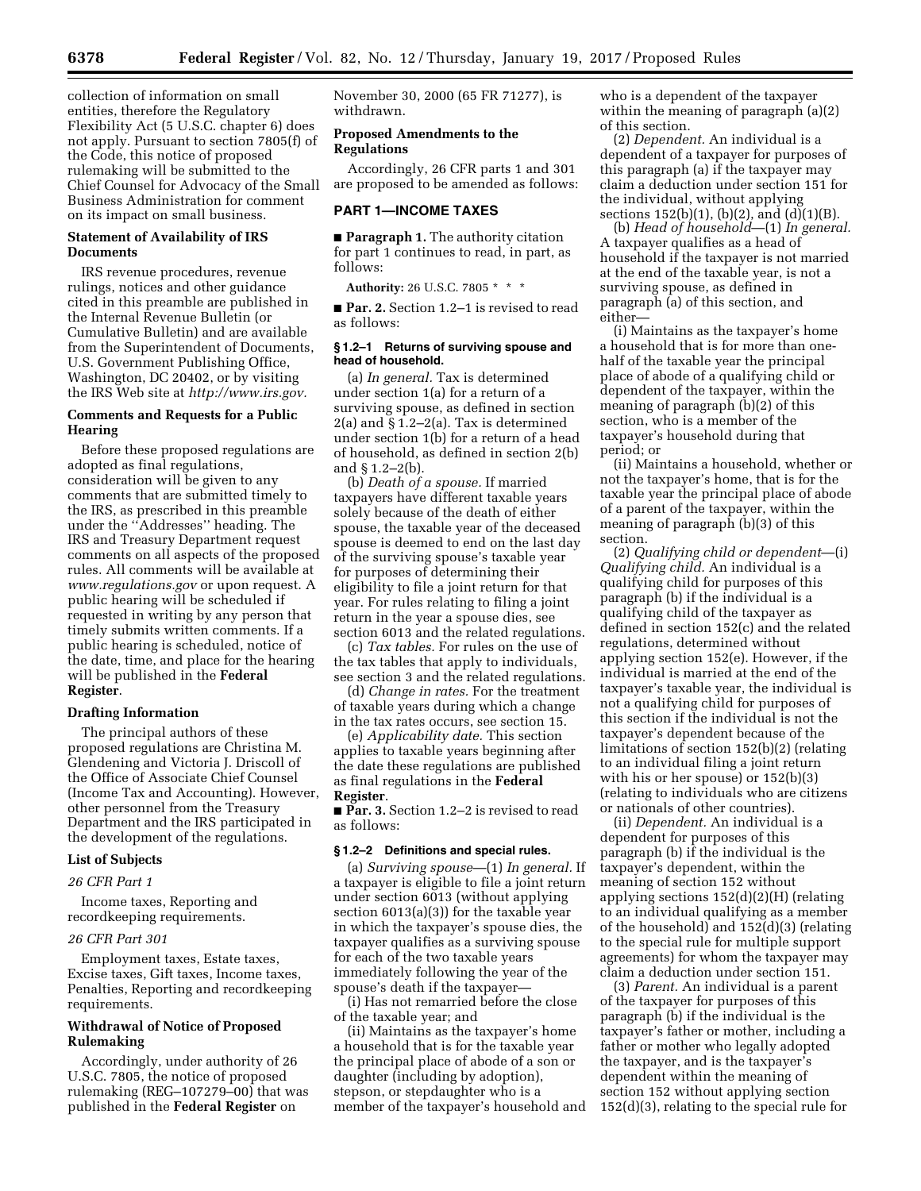collection of information on small entities, therefore the Regulatory Flexibility Act (5 U.S.C. chapter 6) does not apply. Pursuant to section 7805(f) of the Code, this notice of proposed rulemaking will be submitted to the Chief Counsel for Advocacy of the Small Business Administration for comment on its impact on small business.

## Statement of Availability of IRS Documents

IRS revenue procedures, revenue rulings, notices and other guidance cited in this preamble are published in the Internal Revenue Bulletin (or Cumulative Bulletin) and are available from the Superintendent of Documents, U.S. Government Publishing Office, Washington, DC 20402, or by visiting the IRS Web site at *http://www.irs.gov.*

## Comments and Requests for a Public Hearing

Before these proposed regulations are adopted as final regulations, consideration will be given to any comments that are submitted timely to the IRS, as prescribed in this preamble under the ''Addresses'' heading. The IRS and Treasury Department request comments on all aspects of the proposed rules. All comments will be available at *www.regulations.gov* or upon request. A public hearing will be scheduled if requested in writing by any person that timely submits written comments. If a public hearing is scheduled, notice of the date, time, and place for the hearing will be published in the **Federal Register**.

## Drafting Information

The principal authors of these proposed regulations are Christina M. Glendening and Victoria J. Driscoll of the Office of Associate Chief Counsel (Income Tax and Accounting). However, other personnel from the Treasury Department and the IRS participated in the development of the regulations.

## List of Subjects

### *26 CFR Part 1*

Income taxes, Reporting and recordkeeping requirements.

### *26 CFR Part 301*

Employment taxes, Estate taxes, Excise taxes, Gift taxes, Income taxes, Penalties, Reporting and recordkeeping requirements.

## Withdrawal of Notice of Proposed Rulemaking

Accordingly, under authority of 26 U.S.C. 7805, the notice of proposed rulemaking (REG–107279–00) that was published in the **Federal Register** on November 30, 2000 (65 FR 71277), is withdrawn.

## Proposed Amendments to the Regulations

Accordingly, 26 CFR parts 1 and 301 are proposed to be amended as follows:

## PART 1—INCOME TAXES

■ **Paragraph 1.** The authority citation for part 1 continues to read, in part, as follows:

**Authority:** 26 U.S.C. 7805 * * *

■ **Par. 2.** Section 1.2–1 is revised to read as follows:

### § 1.2–1 Returns of surviving spouse and head of household.

(a) *In general.* Tax is determined under section 1(a) for a return of a surviving spouse, as defined in section 2(a) and § 1.2–2(a). Tax is determined under section 1(b) for a return of a head of household, as defined in section 2(b) and § 1.2–2(b).

(b) *Death of a spouse.* If married taxpayers have different taxable years solely because of the death of either spouse, the taxable year of the deceased spouse is deemed to end on the last day of the surviving spouse's taxable year for purposes of determining their eligibility to file a joint return for that year. For rules relating to filing a joint return in the year a spouse dies, see section 6013 and the related regulations.

(c) *Tax tables.* For rules on the use of the tax tables that apply to individuals, see section 3 and the related regulations.

(d) *Change in rates.* For the treatment of taxable years during which a change in the tax rates occurs, see section 15.

(e) *Applicability date.* This section applies to taxable years beginning after the date these regulations are published as final regulations in the **Federal Register**.

■ **Par. 3.** Section 1.2–2 is revised to read as follows:

### § 1.2–2 Definitions and special rules.

(a) *Surviving spouse*—(1) *In general.* If a taxpayer is eligible to file a joint return under section 6013 (without applying section 6013(a)(3)) for the taxable year in which the taxpayer's spouse dies, the taxpayer qualifies as a surviving spouse for each of the two taxable years immediately following the year of the spouse's death if the taxpayer—

(i) Has not remarried before the close of the taxable year; and

(ii) Maintains as the taxpayer's home a household that is for the taxable year the principal place of abode of a son or daughter (including by adoption), stepson, or stepdaughter who is a member of the taxpayer's household and who is a dependent of the taxpayer within the meaning of paragraph (a)(2) of this section.

(2) *Dependent.* An individual is a dependent of a taxpayer for purposes of this paragraph (a) if the taxpayer may claim a deduction under section 151 for the individual, without applying sections 152(b)(1), (b)(2), and (d)(1)(B).

(b) *Head of household*—(1) *In general.* A taxpayer qualifies as a head of household if the taxpayer is not married at the end of the taxable year, is not a surviving spouse, as defined in paragraph (a) of this section, and either—

(i) Maintains as the taxpayer's home a household that is for more than one-half of the taxable year the principal place of abode of a qualifying child or dependent of the taxpayer, within the meaning of paragraph (b)(2) of this section, who is a member of the taxpayer's household during that period; or

(ii) Maintains a household, whether or not the taxpayer's home, that is for the taxable year the principal place of abode of a parent of the taxpayer, within the meaning of paragraph (b)(3) of this section.

(2) *Qualifying child or dependent*—(i) *Qualifying child.* An individual is a qualifying child for purposes of this paragraph (b) if the individual is a qualifying child of the taxpayer as defined in section 152(c) and the related regulations, determined without applying section 152(e). However, if the individual is married at the end of the taxpayer's taxable year, the individual is not a qualifying child for purposes of this section if the individual is not the taxpayer's dependent because of the limitations of section 152(b)(2) (relating to an individual filing a joint return with his or her spouse) or 152(b)(3) (relating to individuals who are citizens or nationals of other countries).

(ii) *Dependent.* An individual is a dependent for purposes of this paragraph (b) if the individual is the taxpayer's dependent, within the meaning of section 152 without applying sections 152(d)(2)(H) (relating to an individual qualifying as a member of the household) and 152(d)(3) (relating to the special rule for multiple support agreements) for whom the taxpayer may claim a deduction under section 151.

(3) *Parent.* An individual is a parent of the taxpayer for purposes of this paragraph (b) if the individual is the taxpayer's father or mother, including a father or mother who legally adopted the taxpayer, and is the taxpayer's dependent within the meaning of section 152 without applying section 152(d)(3), relating to the special rule for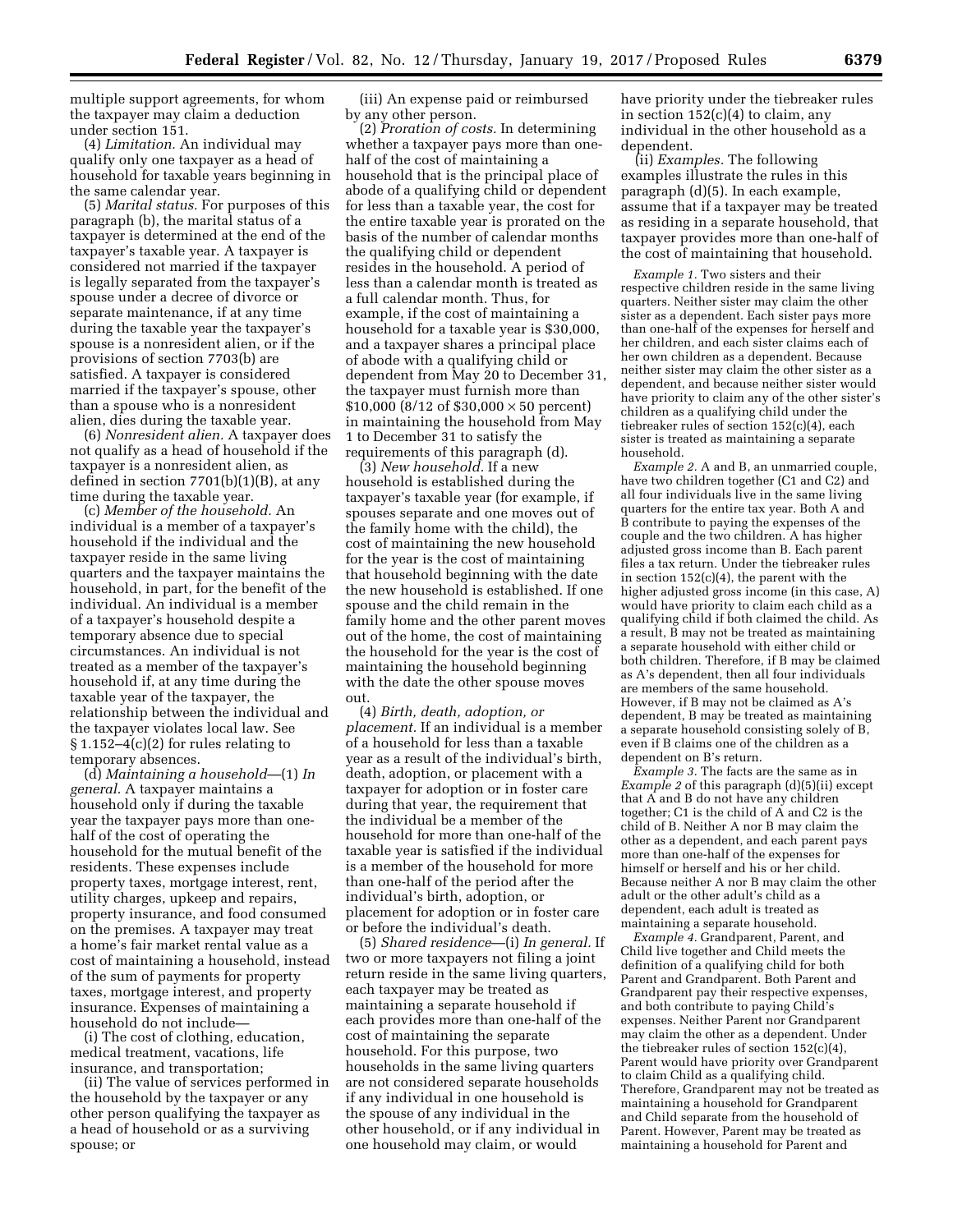multiple support agreements, for whom the taxpayer may claim a deduction under section 151.

(4) *Limitation.* An individual may qualify only one taxpayer as a head of household for taxable years beginning in the same calendar year.

(5) *Marital status.* For purposes of this paragraph (b), the marital status of a taxpayer is determined at the end of the taxpayer's taxable year. A taxpayer is considered not married if the taxpayer is legally separated from the taxpayer's spouse under a decree of divorce or separate maintenance, if at any time during the taxable year the taxpayer's spouse is a nonresident alien, or if the provisions of section 7703(b) are satisfied. A taxpayer is considered married if the taxpayer's spouse, other than a spouse who is a nonresident alien, dies during the taxable year.

(6) *Nonresident alien.* A taxpayer does not qualify as a head of household if the taxpayer is a nonresident alien, as defined in section 7701(b)(1)(B), at any time during the taxable year.

(c) *Member of the household.* An individual is a member of a taxpayer's household if the individual and the taxpayer reside in the same living quarters and the taxpayer maintains the household, in part, for the benefit of the individual. An individual is a member of a taxpayer's household despite a temporary absence due to special circumstances. An individual is not treated as a member of the taxpayer's household if, at any time during the taxable year of the taxpayer, the relationship between the individual and the taxpayer violates local law. See § 1.152–4(c)(2) for rules relating to temporary absences.

(d) *Maintaining a household*—(1) *In general.* A taxpayer maintains a household only if during the taxable year the taxpayer pays more than one-half of the cost of operating the household for the mutual benefit of the residents. These expenses include property taxes, mortgage interest, rent, utility charges, upkeep and repairs, property insurance, and food consumed on the premises. A taxpayer may treat a home's fair market rental value as a cost of maintaining a household, instead of the sum of payments for property taxes, mortgage interest, and property insurance. Expenses of maintaining a household do not include—

(i) The cost of clothing, education, medical treatment, vacations, life insurance, and transportation;

(ii) The value of services performed in the household by the taxpayer or any other person qualifying the taxpayer as a head of household or as a surviving spouse; or

(iii) An expense paid or reimbursed by any other person.

(2) *Proration of costs.* In determining whether a taxpayer pays more than one-half of the cost of maintaining a household that is the principal place of abode of a qualifying child or dependent for less than a taxable year, the cost for the entire taxable year is prorated on the basis of the number of calendar months the qualifying child or dependent resides in the household. A period of less than a calendar month is treated as a full calendar month. Thus, for example, if the cost of maintaining a household for a taxable year is \$30,000, and a taxpayer shares a principal place of abode with a qualifying child or dependent from May 20 to December 31, the taxpayer must furnish more than \$10,000 (8/12 of \$30,000 × 50 percent) in maintaining the household from May 1 to December 31 to satisfy the requirements of this paragraph (d).

(3) *New household.* If a new household is established during the taxpayer's taxable year (for example, if spouses separate and one moves out of the family home with the child), the cost of maintaining the new household for the year is the cost of maintaining that household beginning with the date the new household is established. If one spouse and the child remain in the family home and the other parent moves out of the home, the cost of maintaining the household for the year is the cost of maintaining the household beginning with the date the other spouse moves out.

(4) *Birth, death, adoption, or placement.* If an individual is a member of a household for less than a taxable year as a result of the individual's birth, death, adoption, or placement with a taxpayer for adoption or in foster care during that year, the requirement that the individual be a member of the household for more than one-half of the taxable year is satisfied if the individual is a member of the household for more than one-half of the period after the individual's birth, adoption, or placement for adoption or in foster care or before the individual's death.

(5) *Shared residence*—(i) *In general.* If two or more taxpayers not filing a joint return reside in the same living quarters, each taxpayer may be treated as maintaining a separate household if each provides more than one-half of the cost of maintaining the separate household. For this purpose, two households in the same living quarters are not considered separate households if any individual in one household is the spouse of any individual in the other household, or if any individual in one household may claim, or would have priority under the tiebreaker rules in section 152(c)(4) to claim, any individual in the other household as a dependent.

(ii) *Examples.* The following examples illustrate the rules in this paragraph (d)(5). In each example, assume that if a taxpayer may be treated as residing in a separate household, that taxpayer provides more than one-half of the cost of maintaining that household.

*Example 1.* Two sisters and their respective children reside in the same living quarters. Neither sister may claim the other sister as a dependent. Each sister pays more than one-half of the expenses for herself and her children, and each sister claims each of her own children as a dependent. Because neither sister may claim the other sister as a dependent, and because neither sister would have priority to claim any of the other sister's children as a qualifying child under the tiebreaker rules of section 152(c)(4), each sister is treated as maintaining a separate household.

*Example 2.* A and B, an unmarried couple, have two children together (C1 and C2) and all four individuals live in the same living quarters for the entire tax year. Both A and B contribute to paying the expenses of the couple and the two children. A has higher adjusted gross income than B. Each parent files a tax return. Under the tiebreaker rules in section 152(c)(4), the parent with the higher adjusted gross income (in this case, A) would have priority to claim each child as a qualifying child if both claimed the child. As a result, B may not be treated as maintaining a separate household with either child or both children. Therefore, if B may be claimed as A's dependent, then all four individuals are members of the same household. However, if B may not be claimed as A's dependent, B may be treated as maintaining a separate household consisting solely of B, even if B claims one of the children as a dependent on B's return.

*Example 3.* The facts are the same as in *Example 2* of this paragraph (d)(5)(ii) except that A and B do not have any children together; C1 is the child of A and C2 is the child of B. Neither A nor B may claim the other as a dependent, and each parent pays more than one-half of the expenses for himself or herself and his or her child. Because neither A nor B may claim the other adult or the other adult's child as a dependent, each adult is treated as maintaining a separate household.

*Example 4.* Grandparent, Parent, and Child live together and Child meets the definition of a qualifying child for both Parent and Grandparent. Both Parent and Grandparent pay their respective expenses, and both contribute to paying Child's expenses. Neither Parent nor Grandparent may claim the other as a dependent. Under the tiebreaker rules of section 152(c)(4), Parent would have priority over Grandparent to claim Child as a qualifying child. Therefore, Grandparent may not be treated as maintaining a household for Grandparent and Child separate from the household of Parent. However, Parent may be treated as maintaining a household for Parent and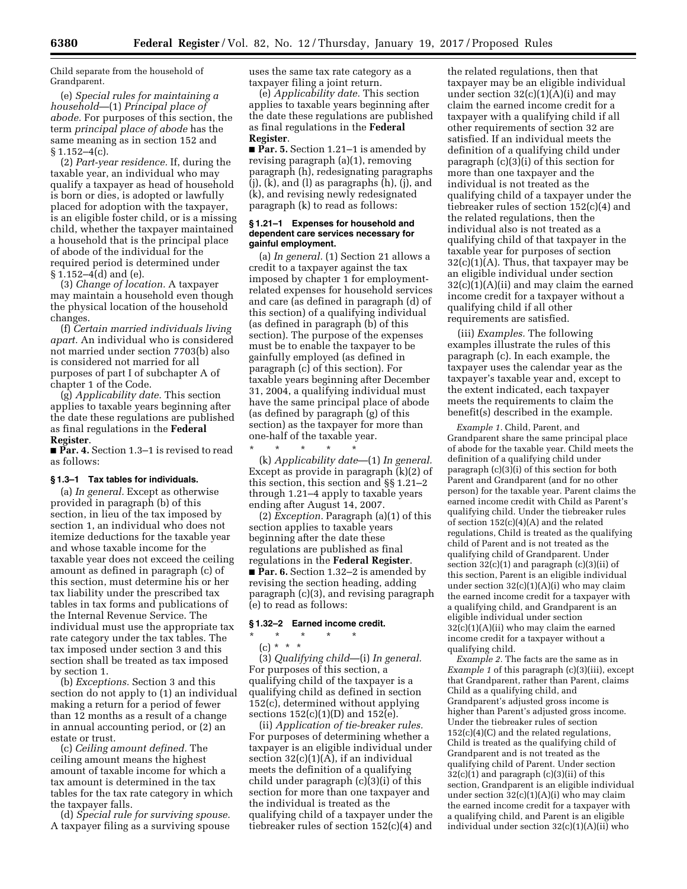Child separate from the household of Grandparent.

(e) *Special rules for maintaining a household*—(1) *Principal place of abode.* For purposes of this section, the term *principal place of abode* has the same meaning as in section 152 and § 1.152–4(c).

(2) *Part-year residence.* If, during the taxable year, an individual who may qualify a taxpayer as head of household is born or dies, is adopted or lawfully placed for adoption with the taxpayer, is an eligible foster child, or is a missing child, whether the taxpayer maintained a household that is the principal place of abode of the individual for the required period is determined under § 1.152–4(d) and (e).

(3) *Change of location.* A taxpayer may maintain a household even though the physical location of the household changes.

(f) *Certain married individuals living apart.* An individual who is considered not married under section 7703(b) also is considered not married for all purposes of part I of subchapter A of chapter 1 of the Code.

(g) *Applicability date.* This section applies to taxable years beginning after the date these regulations are published as final regulations in the **Federal Register**.

■ **Par. 4.** Section 1.3–1 is revised to read as follows:

### § 1.3–1 Tax tables for individuals.

(a) *In general.* Except as otherwise provided in paragraph (b) of this section, in lieu of the tax imposed by section 1, an individual who does not itemize deductions for the taxable year and whose taxable income for the taxable year does not exceed the ceiling amount as defined in paragraph (c) of this section, must determine his or her tax liability under the prescribed tax tables in tax forms and publications of the Internal Revenue Service. The individual must use the appropriate tax rate category under the tax tables. The tax imposed under section 3 and this section shall be treated as tax imposed by section 1.

(b) *Exceptions.* Section 3 and this section do not apply to (1) an individual making a return for a period of fewer than 12 months as a result of a change in annual accounting period, or (2) an estate or trust.

(c) *Ceiling amount defined.* The ceiling amount means the highest amount of taxable income for which a tax amount is determined in the tax tables for the tax rate category in which the taxpayer falls.

(d) *Special rule for surviving spouse.* A taxpayer filing as a surviving spouse uses the same tax rate category as a taxpayer filing a joint return.

(e) *Applicability date.* This section applies to taxable years beginning after the date these regulations are published as final regulations in the **Federal Register**.

■ **Par. 5.** Section 1.21–1 is amended by revising paragraph (a)(1), removing paragraph (h), redesignating paragraphs (j), (k), and (l) as paragraphs (h), (j), and (k), and revising newly redesignated paragraph (k) to read as follows:

### § 1.21–1 Expenses for household and dependent care services necessary for gainful employment.

(a) *In general.* (1) Section 21 allows a credit to a taxpayer against the tax imposed by chapter 1 for employment-related expenses for household services and care (as defined in paragraph (d) of this section) of a qualifying individual (as defined in paragraph (b) of this section). The purpose of the expenses must be to enable the taxpayer to be gainfully employed (as defined in paragraph (c) of this section). For taxable years beginning after December 31, 2004, a qualifying individual must have the same principal place of abode (as defined by paragraph (g) of this section) as the taxpayer for more than one-half of the taxable year.

\* \* \* \* \*

(k) *Applicability date*—(1) *In general.* Except as provide in paragraph (k)(2) of this section, this section and §§ 1.21–2 through 1.21–4 apply to taxable years ending after August 14, 2007.

(2) *Exception.* Paragraph (a)(1) of this section applies to taxable years beginning after the date these regulations are published as final regulations in the **Federal Register**.

■ **Par. 6.** Section 1.32–2 is amended by revising the section heading, adding paragraph (c)(3), and revising paragraph (e) to read as follows:

### § 1.32–2 Earned income credit.

\* \* \* \* \*

(c) \* \* \*

(3) *Qualifying child*—(i) *In general.* For purposes of this section, a qualifying child of the taxpayer is a qualifying child as defined in section 152(c), determined without applying sections 152(c)(1)(D) and 152(e).

(ii) *Application of tie-breaker rules.* For purposes of determining whether a taxpayer is an eligible individual under section 32(c)(1)(A), if an individual meets the definition of a qualifying child under paragraph (c)(3)(i) of this section for more than one taxpayer and the individual is treated as the qualifying child of a taxpayer under the tiebreaker rules of section 152(c)(4) and the related regulations, then that taxpayer may be an eligible individual under section 32(c)(1)(A)(i) and may claim the earned income credit for a taxpayer with a qualifying child if all other requirements of section 32 are satisfied. If an individual meets the definition of a qualifying child under paragraph (c)(3)(i) of this section for more than one taxpayer and the individual is not treated as the qualifying child of a taxpayer under the tiebreaker rules of section 152(c)(4) and the related regulations, then the individual also is not treated as a qualifying child of that taxpayer in the taxable year for purposes of section 32(c)(1)(A). Thus, that taxpayer may be an eligible individual under section 32(c)(1)(A)(ii) and may claim the earned income credit for a taxpayer without a qualifying child if all other requirements are satisfied.

(iii) *Examples.* The following examples illustrate the rules of this paragraph (c). In each example, the taxpayer uses the calendar year as the taxpayer's taxable year and, except to the extent indicated, each taxpayer meets the requirements to claim the benefit(s) described in the example.

*Example 1.* Child, Parent, and Grandparent share the same principal place of abode for the taxable year. Child meets the definition of a qualifying child under paragraph (c)(3)(i) of this section for both Parent and Grandparent (and for no other person) for the taxable year. Parent claims the earned income credit with Child as Parent's qualifying child. Under the tiebreaker rules of section 152(c)(4)(A) and the related regulations, Child is treated as the qualifying child of Parent and is not treated as the qualifying child of Grandparent. Under section 32(c)(1) and paragraph (c)(3)(ii) of this section, Parent is an eligible individual under section 32(c)(1)(A)(i) who may claim the earned income credit for a taxpayer with a qualifying child, and Grandparent is an eligible individual under section 32(c)(1)(A)(ii) who may claim the earned income credit for a taxpayer without a qualifying child.

*Example 2.* The facts are the same as in *Example 1* of this paragraph (c)(3)(iii), except that Grandparent, rather than Parent, claims Child as a qualifying child, and Grandparent's adjusted gross income is higher than Parent's adjusted gross income. Under the tiebreaker rules of section 152(c)(4)(C) and the related regulations, Child is treated as the qualifying child of Grandparent and is not treated as the qualifying child of Parent. Under section 32(c)(1) and paragraph (c)(3)(ii) of this section, Grandparent is an eligible individual under section 32(c)(1)(A)(i) who may claim the earned income credit for a taxpayer with a qualifying child, and Parent is an eligible individual under section 32(c)(1)(A)(ii) who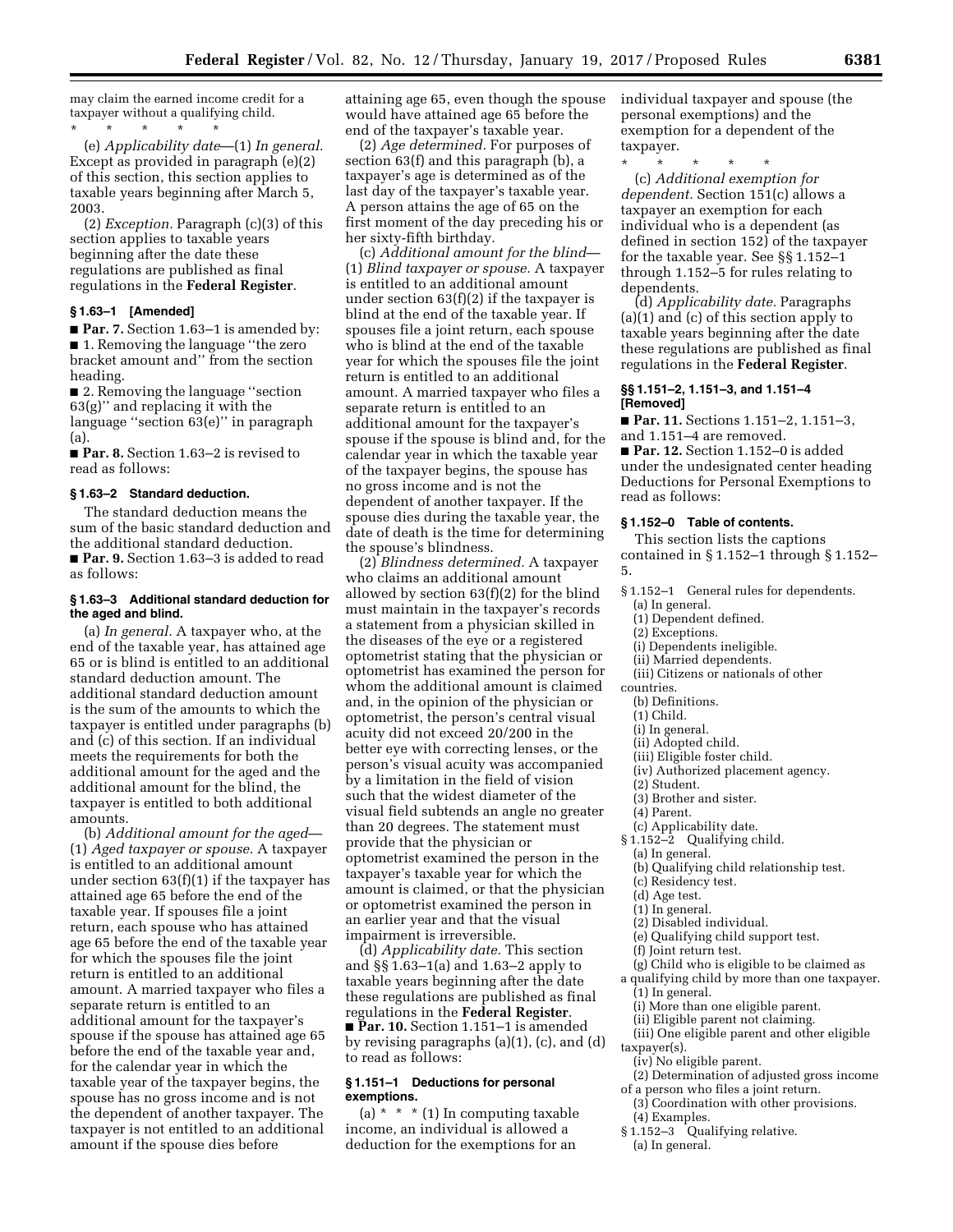may claim the earned income credit for a taxpayer without a qualifying child.

\* \* \* \* \*

(e) *Applicability date*—(1) *In general.* Except as provided in paragraph (e)(2) of this section, this section applies to taxable years beginning after March 5, 2003.

(2) *Exception.* Paragraph (c)(3) of this section applies to taxable years beginning after the date these regulations are published as final regulations in the **Federal Register**.

#### § 1.63–1 [Amended]

■ **Par. 7.** Section 1.63–1 is amended by:

■ 1. Removing the language ''the zero bracket amount and'' from the section heading.

■ 2. Removing the language ''section 63(g)'' and replacing it with the language ''section 63(e)'' in paragraph (a).

■ **Par. 8.** Section 1.63–2 is revised to read as follows:

#### § 1.63–2 Standard deduction.

The standard deduction means the sum of the basic standard deduction and the additional standard deduction.

■ **Par. 9.** Section 1.63–3 is added to read as follows:

#### § 1.63–3 Additional standard deduction for the aged and blind.

(a) *In general.* A taxpayer who, at the end of the taxable year, has attained age 65 or is blind is entitled to an additional standard deduction amount. The additional standard deduction amount is the sum of the amounts to which the taxpayer is entitled under paragraphs (b) and (c) of this section. If an individual meets the requirements for both the additional amount for the aged and the additional amount for the blind, the taxpayer is entitled to both additional amounts.

(b) *Additional amount for the aged*—(1) *Aged taxpayer or spouse.* A taxpayer is entitled to an additional amount under section 63(f)(1) if the taxpayer has attained age 65 before the end of the taxable year. If spouses file a joint return, each spouse who has attained age 65 before the end of the taxable year for which the spouses file the joint return is entitled to an additional amount. A married taxpayer who files a separate return is entitled to an additional amount for the taxpayer's spouse if the spouse has attained age 65 before the end of the taxable year and, for the calendar year in which the taxable year of the taxpayer begins, the spouse has no gross income and is not the dependent of another taxpayer. The taxpayer is not entitled to an additional amount if the spouse dies before attaining age 65, even though the spouse would have attained age 65 before the end of the taxpayer's taxable year.

(2) *Age determined.* For purposes of section 63(f) and this paragraph (b), a taxpayer's age is determined as of the last day of the taxpayer's taxable year. A person attains the age of 65 on the first moment of the day preceding his or her sixty-fifth birthday.

(c) *Additional amount for the blind*—(1) *Blind taxpayer or spouse.* A taxpayer is entitled to an additional amount under section 63(f)(2) if the taxpayer is blind at the end of the taxable year. If spouses file a joint return, each spouse who is blind at the end of the taxable year for which the spouses file the joint return is entitled to an additional amount. A married taxpayer who files a separate return is entitled to an additional amount for the taxpayer's spouse if the spouse is blind and, for the calendar year in which the taxable year of the taxpayer begins, the spouse has no gross income and is not the dependent of another taxpayer. If the spouse dies during the taxable year, the date of death is the time for determining the spouse's blindness.

(2) *Blindness determined.* A taxpayer who claims an additional amount allowed by section 63(f)(2) for the blind must maintain in the taxpayer's records a statement from a physician skilled in the diseases of the eye or a registered optometrist stating that the physician or optometrist has examined the person for whom the additional amount is claimed and, in the opinion of the physician or optometrist, the person's central visual acuity did not exceed 20/200 in the better eye with correcting lenses, or the person's visual acuity was accompanied by a limitation in the field of vision such that the widest diameter of the visual field subtends an angle no greater than 20 degrees. The statement must provide that the physician or optometrist examined the person in the taxpayer's taxable year for which the amount is claimed, or that the physician or optometrist examined the person in an earlier year and that the visual impairment is irreversible.

(d) *Applicability date.* This section and §§ 1.63–1(a) and 1.63–2 apply to taxable years beginning after the date these regulations are published as final regulations in the **Federal Register**.

■ **Par. 10.** Section 1.151–1 is amended by revising paragraphs (a)(1), (c), and (d) to read as follows:

#### § 1.151–1 Deductions for personal exemptions.

(a) \* \* \* (1) In computing taxable income, an individual is allowed a deduction for the exemptions for an individual taxpayer and spouse (the personal exemptions) and the exemption for a dependent of the taxpayer.

\* \* \* \* \*

(c) *Additional exemption for dependent.* Section 151(c) allows a taxpayer an exemption for each individual who is a dependent (as defined in section 152) of the taxpayer for the taxable year. See §§ 1.152–1 through 1.152–5 for rules relating to dependents.

(d) *Applicability date.* Paragraphs (a)(1) and (c) of this section apply to taxable years beginning after the date these regulations are published as final regulations in the **Federal Register**.

#### §§ 1.151–2, 1.151–3, and 1.151–4 [Removed]

■ **Par. 11.** Sections 1.151–2, 1.151–3, and 1.151–4 are removed.

■ **Par. 12.** Section 1.152–0 is added under the undesignated center heading Deductions for Personal Exemptions to read as follows:

#### § 1.152–0 Table of contents.

This section lists the captions contained in § 1.152–1 through § 1.152–5.

§ 1.152–1 General rules for dependents.

(a) In general.
(1) Dependent defined.
(2) Exceptions.
(i) Dependents ineligible.
(ii) Married dependents.
(iii) Citizens or nationals of other countries.
(b) Definitions.
(1) Child.
(i) In general.
(ii) Adopted child.
(iii) Eligible foster child.
(iv) Authorized placement agency.
(2) Student.
(3) Brother and sister.
(4) Parent.
(c) Applicability date.

§ 1.152–2 Qualifying child.

(a) In general.
(b) Qualifying child relationship test.
(c) Residency test.
(d) Age test.
(1) In general.
(2) Disabled individual.
(e) Qualifying child support test.
(f) Joint return test.
(g) Child who is eligible to be claimed as a qualifying child by more than one taxpayer.
(1) In general.
(i) More than one eligible parent.
(ii) Eligible parent not claiming.
(iii) One eligible parent and other eligible taxpayer(s).
(iv) No eligible parent.
(2) Determination of adjusted gross income of a person who files a joint return.
(3) Coordination with other provisions.
(4) Examples.

§ 1.152–3 Qualifying relative.

(a) In general.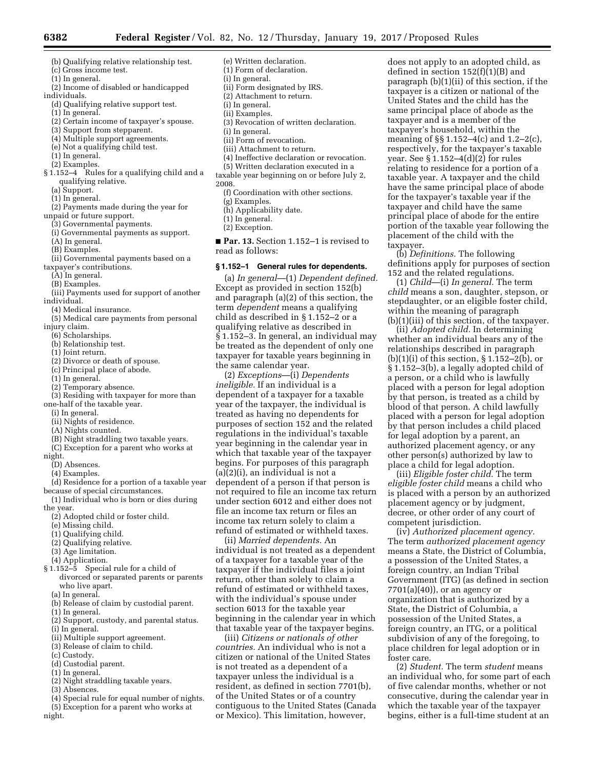(b) Qualifying relative relationship test.
(c) Gross income test.
(1) In general.
(2) Income of disabled or handicapped individuals.
(d) Qualifying relative support test.
(1) In general.
(2) Certain income of taxpayer's spouse.
(3) Support from stepparent.
(4) Multiple support agreements.
(e) Not a qualifying child test.
(1) In general.
(2) Examples.

§ 1.152–4 Rules for a qualifying child and a qualifying relative.
(a) Support.
(1) In general.
(2) Payments made during the year for unpaid or future support.
(3) Governmental payments.
(i) Governmental payments as support.
(A) In general.
(B) Examples.
(ii) Governmental payments based on a taxpayer's contributions.
(A) In general.
(B) Examples.
(iii) Payments used for support of another individual.
(4) Medical insurance.
(5) Medical care payments from personal injury claim.
(6) Scholarships.
(b) Relationship test.
(1) Joint return.
(2) Divorce or death of spouse.
(c) Principal place of abode.
(1) In general.
(2) Temporary absence.
(3) Residing with taxpayer for more than one-half of the taxable year.
(i) In general.
(ii) Nights of residence.
(A) Nights counted.
(B) Night straddling two taxable years.
(C) Exception for a parent who works at night.
(D) Absences.
(4) Examples.
(d) Residence for a portion of a taxable year because of special circumstances.
(1) Individual who is born or dies during the year.
(2) Adopted child or foster child.
(e) Missing child.
(1) Qualifying child.
(2) Qualifying relative.
(3) Age limitation.
(4) Application.

§ 1.152–5 Special rule for a child of divorced or separated parents or parents who live apart.
(a) In general.
(b) Release of claim by custodial parent.
(1) In general.
(2) Support, custody, and parental status.
(i) In general.
(ii) Multiple support agreement.
(3) Release of claim to child.
(c) Custody.
(d) Custodial parent.
(1) In general.
(2) Night straddling taxable years.
(3) Absences.
(4) Special rule for equal number of nights.
(5) Exception for a parent who works at night.
(e) Written declaration.
(1) Form of declaration.
(i) In general.
(ii) Form designated by IRS.
(2) Attachment to return.
(i) In general.
(ii) Examples.
(3) Revocation of written declaration.
(i) In general.
(ii) Form of revocation.
(iii) Attachment to return.
(4) Ineffective declaration or revocation.
(5) Written declaration executed in a taxable year beginning on or before July 2, 2008.
(f) Coordination with other sections.
(g) Examples.
(h) Applicability date.
(1) In general.
(2) Exception.

■ **Par. 13.** Section 1.152–1 is revised to read as follows:

### § 1.152–1 General rules for dependents.

(a) *In general*—(1) *Dependent defined.* Except as provided in section 152(b) and paragraph (a)(2) of this section, the term *dependent* means a qualifying child as described in § 1.152–2 or a qualifying relative as described in § 1.152–3. In general, an individual may be treated as the dependent of only one taxpayer for taxable years beginning in the same calendar year.

(2) *Exceptions*—(i) *Dependents ineligible.* If an individual is a dependent of a taxpayer for a taxable year of the taxpayer, the individual is treated as having no dependents for purposes of section 152 and the related regulations in the individual's taxable year beginning in the calendar year in which that taxable year of the taxpayer begins. For purposes of this paragraph (a)(2)(i), an individual is not a dependent of a person if that person is not required to file an income tax return under section 6012 and either does not file an income tax return or files an income tax return solely to claim a refund of estimated or withheld taxes.

(ii) *Married dependents.* An individual is not treated as a dependent of a taxpayer for a taxable year of the taxpayer if the individual files a joint return, other than solely to claim a refund of estimated or withheld taxes, with the individual's spouse under section 6013 for the taxable year beginning in the calendar year in which that taxable year of the taxpayer begins.

(iii) *Citizens or nationals of other countries.* An individual who is not a citizen or national of the United States is not treated as a dependent of a taxpayer unless the individual is a resident, as defined in section 7701(b), of the United States or of a country contiguous to the United States (Canada or Mexico). This limitation, however, does not apply to an adopted child, as defined in section 152(f)(1)(B) and paragraph (b)(1)(ii) of this section, if the taxpayer is a citizen or national of the United States and the child has the same principal place of abode as the taxpayer and is a member of the taxpayer's household, within the meaning of §§ 1.152–4(c) and 1.2–2(c), respectively, for the taxpayer's taxable year. See § 1.152–4(d)(2) for rules relating to residence for a portion of a taxable year. A taxpayer and the child have the same principal place of abode for the taxpayer's taxable year if the taxpayer and child have the same principal place of abode for the entire portion of the taxable year following the placement of the child with the taxpayer.

(b) *Definitions.* The following definitions apply for purposes of section 152 and the related regulations.

(1) *Child*—(i) *In general.* The term *child* means a son, daughter, stepson, or stepdaughter, or an eligible foster child, within the meaning of paragraph (b)(1)(iii) of this section, of the taxpayer.

(ii) *Adopted child.* In determining whether an individual bears any of the relationships described in paragraph (b)(1)(i) of this section, § 1.152–2(b), or § 1.152–3(b), a legally adopted child of a person, or a child who is lawfully placed with a person for legal adoption by that person, is treated as a child by blood of that person. A child lawfully placed with a person for legal adoption by that person includes a child placed for legal adoption by a parent, an authorized placement agency, or any other person(s) authorized by law to place a child for legal adoption.

(iii) *Eligible foster child.* The term *eligible foster child* means a child who is placed with a person by an authorized placement agency or by judgment, decree, or other order of any court of competent jurisdiction.

(iv) *Authorized placement agency.* The term *authorized placement agency* means a State, the District of Columbia, a possession of the United States, a foreign country, an Indian Tribal Government (ITG) (as defined in section 7701(a)(40)), or an agency or organization that is authorized by a State, the District of Columbia, a possession of the United States, a foreign country, an ITG, or a political subdivision of any of the foregoing, to place children for legal adoption or in foster care.

(2) *Student.* The term *student* means an individual who, for some part of each of five calendar months, whether or not consecutive, during the calendar year in which the taxable year of the taxpayer begins, either is a full-time student at an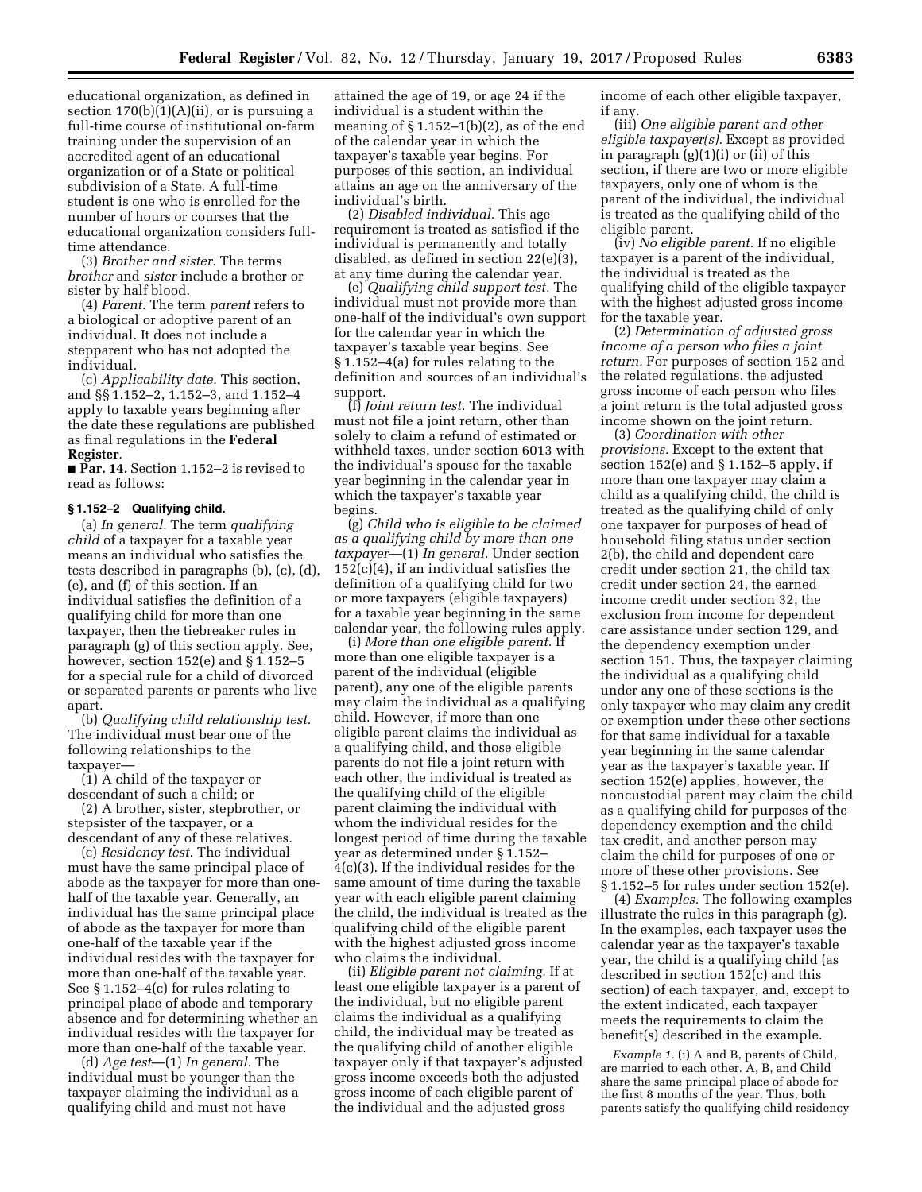educational organization, as defined in section 170(b)(1)(A)(ii), or is pursuing a full-time course of institutional on-farm training under the supervision of an accredited agent of an educational organization or of a State or political subdivision of a State. A full-time student is one who is enrolled for the number of hours or courses that the educational organization considers full-time attendance.

(3) *Brother and sister.* The terms *brother* and *sister* include a brother or sister by half blood.

(4) *Parent.* The term *parent* refers to a biological or adoptive parent of an individual. It does not include a stepparent who has not adopted the individual.

(c) *Applicability date.* This section, and §§ 1.152–2, 1.152–3, and 1.152–4 apply to taxable years beginning after the date these regulations are published as final regulations in the **Federal Register**.

■ **Par. 14.** Section 1.152–2 is revised to read as follows:

**§ 1.152–2 Qualifying child.**

(a) *In general.* The term *qualifying child* of a taxpayer for a taxable year means an individual who satisfies the tests described in paragraphs (b), (c), (d), (e), and (f) of this section. If an individual satisfies the definition of a qualifying child for more than one taxpayer, then the tiebreaker rules in paragraph (g) of this section apply. See, however, section 152(e) and § 1.152–5 for a special rule for a child of divorced or separated parents or parents who live apart.

(b) *Qualifying child relationship test.* The individual must bear one of the following relationships to the taxpayer—

(1) A child of the taxpayer or descendant of such a child; or

(2) A brother, sister, stepbrother, or stepsister of the taxpayer, or a descendant of any of these relatives.

(c) *Residency test.* The individual must have the same principal place of abode as the taxpayer for more than one-half of the taxable year. Generally, an individual has the same principal place of abode as the taxpayer for more than one-half of the taxable year if the individual resides with the taxpayer for more than one-half of the taxable year. See § 1.152–4(c) for rules relating to principal place of abode and temporary absence and for determining whether an individual resides with the taxpayer for more than one-half of the taxable year.

(d) *Age test*—(1) *In general.* The individual must be younger than the taxpayer claiming the individual as a qualifying child and must not have attained the age of 19, or age 24 if the individual is a student within the meaning of § 1.152–1(b)(2), as of the end of the calendar year in which the taxpayer's taxable year begins. For purposes of this section, an individual attains an age on the anniversary of the individual's birth.

(2) *Disabled individual.* This age requirement is treated as satisfied if the individual is permanently and totally disabled, as defined in section 22(e)(3), at any time during the calendar year.

(e) *Qualifying child support test.* The individual must not provide more than one-half of the individual's own support for the calendar year in which the taxpayer's taxable year begins. See § 1.152–4(a) for rules relating to the definition and sources of an individual's support.

(f) *Joint return test.* The individual must not file a joint return, other than solely to claim a refund of estimated or withheld taxes, under section 6013 with the individual's spouse for the taxable year beginning in the calendar year in which the taxpayer's taxable year begins.

(g) *Child who is eligible to be claimed as a qualifying child by more than one taxpayer*—(1) *In general.* Under section 152(c)(4), if an individual satisfies the definition of a qualifying child for two or more taxpayers (eligible taxpayers) for a taxable year beginning in the same calendar year, the following rules apply.

(i) *More than one eligible parent.* If more than one eligible taxpayer is a parent of the individual (eligible parent), any one of the eligible parents may claim the individual as a qualifying child. However, if more than one eligible parent claims the individual as a qualifying child, and those eligible parents do not file a joint return with each other, the individual is treated as the qualifying child of the eligible parent claiming the individual with whom the individual resides for the longest period of time during the taxable year as determined under § 1.152–4(c)(3). If the individual resides for the same amount of time during the taxable year with each eligible parent claiming the child, the individual is treated as the qualifying child of the eligible parent with the highest adjusted gross income who claims the individual.

(ii) *Eligible parent not claiming.* If at least one eligible taxpayer is a parent of the individual, but no eligible parent claims the individual as a qualifying child, the individual may be treated as the qualifying child of another eligible taxpayer only if that taxpayer's adjusted gross income exceeds both the adjusted gross income of each eligible parent of the individual and the adjusted gross income of each other eligible taxpayer, if any.

(iii) *One eligible parent and other eligible taxpayer(s).* Except as provided in paragraph (g)(1)(i) or (ii) of this section, if there are two or more eligible taxpayers, only one of whom is the parent of the individual, the individual is treated as the qualifying child of the eligible parent.

(iv) *No eligible parent.* If no eligible taxpayer is a parent of the individual, the individual is treated as the qualifying child of the eligible taxpayer with the highest adjusted gross income for the taxable year.

(2) *Determination of adjusted gross income of a person who files a joint return.* For purposes of section 152 and the related regulations, the adjusted gross income of each person who files a joint return is the total adjusted gross income shown on the joint return.

(3) *Coordination with other provisions.* Except to the extent that section 152(e) and § 1.152–5 apply, if more than one taxpayer may claim a child as a qualifying child, the child is treated as the qualifying child of only one taxpayer for purposes of head of household filing status under section 2(b), the child and dependent care credit under section 21, the child tax credit under section 24, the earned income credit under section 32, the exclusion from income for dependent care assistance under section 129, and the dependency exemption under section 151. Thus, the taxpayer claiming the individual as a qualifying child under any one of these sections is the only taxpayer who may claim any credit or exemption under these other sections for that same individual for a taxable year beginning in the same calendar year as the taxpayer's taxable year. If section 152(e) applies, however, the noncustodial parent may claim the child as a qualifying child for purposes of the dependency exemption and the child tax credit, and another person may claim the child for purposes of one or more of these other provisions. See § 1.152–5 for rules under section 152(e).

(4) *Examples.* The following examples illustrate the rules in this paragraph (g). In the examples, each taxpayer uses the calendar year as the taxpayer's taxable year, the child is a qualifying child (as described in section 152(c) and this section) of each taxpayer, and, except to the extent indicated, each taxpayer meets the requirements to claim the benefit(s) described in the example.

*Example 1.* (i) A and B, parents of Child, are married to each other. A, B, and Child share the same principal place of abode for the first 8 months of the year. Thus, both parents satisfy the qualifying child residency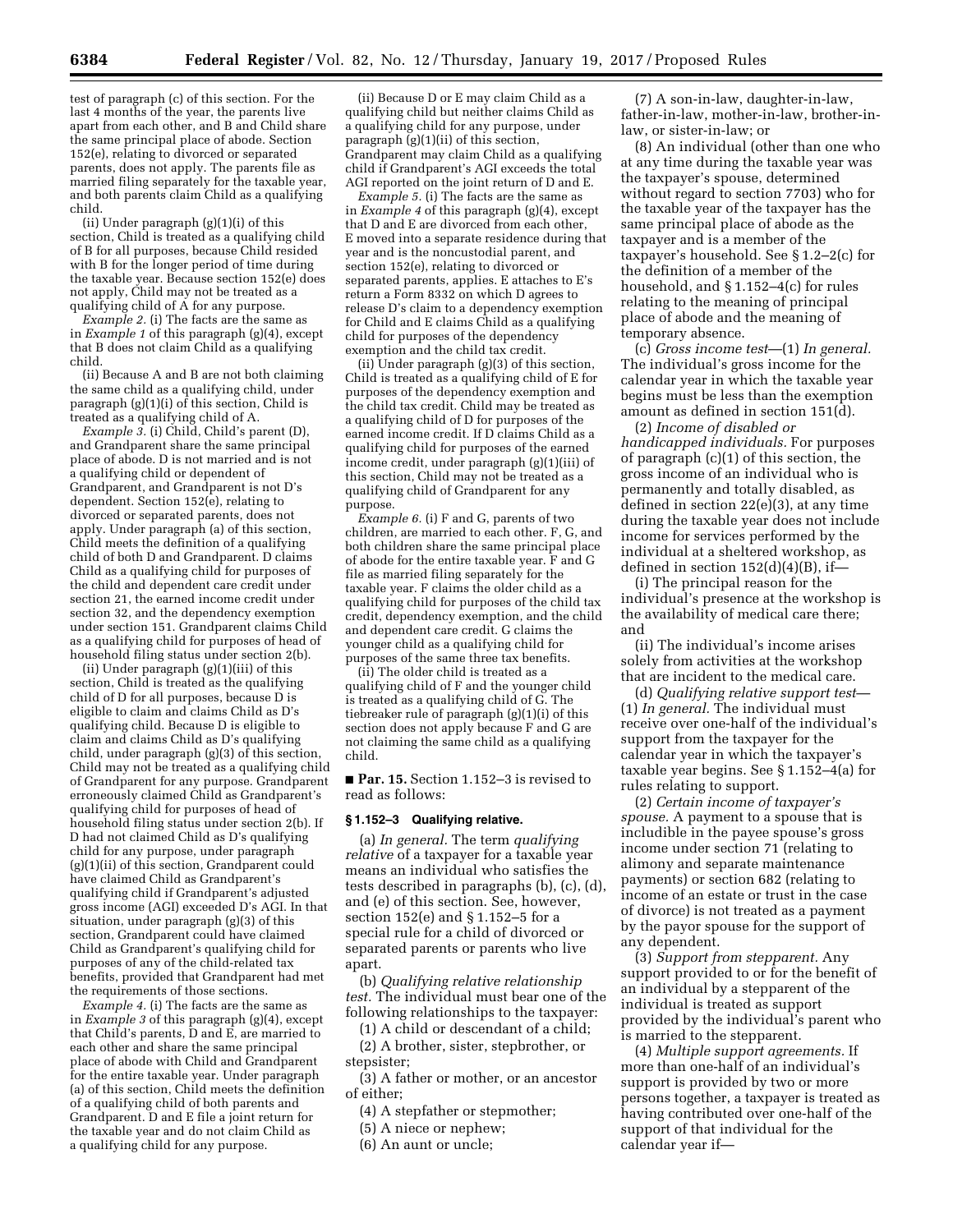test of paragraph (c) of this section. For the last 4 months of the year, the parents live apart from each other, and B and Child share the same principal place of abode. Section 152(e), relating to divorced or separated parents, does not apply. The parents file as married filing separately for the taxable year, and both parents claim Child as a qualifying child.

(ii) Under paragraph (g)(1)(i) of this section, Child is treated as a qualifying child of B for all purposes, because Child resided with B for the longer period of time during the taxable year. Because section 152(e) does not apply, Child may not be treated as a qualifying child of A for any purpose.

*Example 2.* (i) The facts are the same as in *Example 1* of this paragraph (g)(4), except that B does not claim Child as a qualifying child.

(ii) Because A and B are not both claiming the same child as a qualifying child, under paragraph (g)(1)(i) of this section, Child is treated as a qualifying child of A.

*Example 3.* (i) Child, Child's parent (D), and Grandparent share the same principal place of abode. D is not married and is not a qualifying child or dependent of Grandparent, and Grandparent is not D's dependent. Section 152(e), relating to divorced or separated parents, does not apply. Under paragraph (a) of this section, Child meets the definition of a qualifying child of both D and Grandparent. D claims Child as a qualifying child for purposes of the child and dependent care credit under section 21, the earned income credit under section 32, and the dependency exemption under section 151. Grandparent claims Child as a qualifying child for purposes of head of household filing status under section 2(b).

(ii) Under paragraph (g)(1)(iii) of this section, Child is treated as the qualifying child of D for all purposes, because D is eligible to claim and claims Child as D's qualifying child. Because D is eligible to claim and claims Child as D's qualifying child, under paragraph (g)(3) of this section, Child may not be treated as a qualifying child of Grandparent for any purpose. Grandparent erroneously claimed Child as Grandparent's qualifying child for purposes of head of household filing status under section 2(b). If D had not claimed Child as D's qualifying child for any purpose, under paragraph (g)(1)(ii) of this section, Grandparent could have claimed Child as Grandparent's qualifying child if Grandparent's adjusted gross income (AGI) exceeded D's AGI. In that situation, under paragraph (g)(3) of this section, Grandparent could have claimed Child as Grandparent's qualifying child for purposes of any of the child-related tax benefits, provided that Grandparent had met the requirements of those sections.

*Example 4.* (i) The facts are the same as in *Example 3* of this paragraph (g)(4), except that Child's parents, D and E, are married to each other and share the same principal place of abode with Child and Grandparent for the entire taxable year. Under paragraph (a) of this section, Child meets the definition of a qualifying child of both parents and Grandparent. D and E file a joint return for the taxable year and do not claim Child as a qualifying child for any purpose.

(ii) Because D or E may claim Child as a qualifying child but neither claims Child as a qualifying child for any purpose, under paragraph (g)(1)(ii) of this section, Grandparent may claim Child as a qualifying child if Grandparent's AGI exceeds the total AGI reported on the joint return of D and E.

*Example 5.* (i) The facts are the same as in *Example 4* of this paragraph (g)(4), except that D and E are divorced from each other, E moved into a separate residence during that year and is the noncustodial parent, and section 152(e), relating to divorced or separated parents, applies. E attaches to E's return a Form 8332 on which D agrees to release D's claim to a dependency exemption for Child and E claims Child as a qualifying child for purposes of the dependency exemption and the child tax credit.

(ii) Under paragraph (g)(3) of this section, Child is treated as a qualifying child of E for purposes of the dependency exemption and the child tax credit. Child may be treated as a qualifying child of D for purposes of the earned income credit. If D claims Child as a qualifying child for purposes of the earned income credit, under paragraph (g)(1)(iii) of this section, Child may not be treated as a qualifying child of Grandparent for any purpose.

*Example 6.* (i) F and G, parents of two children, are married to each other. F, G, and both children share the same principal place of abode for the entire taxable year. F and G file as married filing separately for the taxable year. F claims the older child as a qualifying child for purposes of the child tax credit, dependency exemption, and the child and dependent care credit. G claims the younger child as a qualifying child for purposes of the same three tax benefits.

(ii) The older child is treated as a qualifying child of F and the younger child is treated as a qualifying child of G. The tiebreaker rule of paragraph (g)(1)(i) of this section does not apply because F and G are not claiming the same child as a qualifying child.

■ **Par. 15.** Section 1.152–3 is revised to read as follows:

### § 1.152–3 Qualifying relative.

(a) *In general.* The term *qualifying relative* of a taxpayer for a taxable year means an individual who satisfies the tests described in paragraphs (b), (c), (d), and (e) of this section. See, however, section 152(e) and § 1.152–5 for a special rule for a child of divorced or separated parents or parents who live apart.

(b) *Qualifying relative relationship test.* The individual must bear one of the following relationships to the taxpayer:

(1) A child or descendant of a child;

(2) A brother, sister, stepbrother, or stepsister;

(3) A father or mother, or an ancestor of either;

(4) A stepfather or stepmother;

(5) A niece or nephew;

(6) An aunt or uncle;

(7) A son-in-law, daughter-in-law, father-in-law, mother-in-law, brother-in-law, or sister-in-law; or

(8) An individual (other than one who at any time during the taxable year was the taxpayer's spouse, determined without regard to section 7703) who for the taxable year of the taxpayer has the same principal place of abode as the taxpayer and is a member of the taxpayer's household. See § 1.2–2(c) for the definition of a member of the household, and § 1.152–4(c) for rules relating to the meaning of principal place of abode and the meaning of temporary absence.

(c) *Gross income test*—(1) *In general.* The individual's gross income for the calendar year in which the taxable year begins must be less than the exemption amount as defined in section 151(d).

(2) *Income of disabled or handicapped individuals.* For purposes of paragraph (c)(1) of this section, the gross income of an individual who is permanently and totally disabled, as defined in section 22(e)(3), at any time during the taxable year does not include income for services performed by the individual at a sheltered workshop, as defined in section 152(d)(4)(B), if—

(i) The principal reason for the individual's presence at the workshop is the availability of medical care there; and

(ii) The individual's income arises solely from activities at the workshop that are incident to the medical care.

(d) *Qualifying relative support test*—(1) *In general.* The individual must receive over one-half of the individual's support from the taxpayer for the calendar year in which the taxpayer's taxable year begins. See § 1.152–4(a) for rules relating to support.

(2) *Certain income of taxpayer's spouse.* A payment to a spouse that is includible in the payee spouse's gross income under section 71 (relating to alimony and separate maintenance payments) or section 682 (relating to income of an estate or trust in the case of divorce) is not treated as a payment by the payor spouse for the support of any dependent.

(3) *Support from stepparent.* Any support provided to or for the benefit of an individual by a stepparent of the individual is treated as support provided by the individual's parent who is married to the stepparent.

(4) *Multiple support agreements.* If more than one-half of an individual's support is provided by two or more persons together, a taxpayer is treated as having contributed over one-half of the support of that individual for the calendar year if—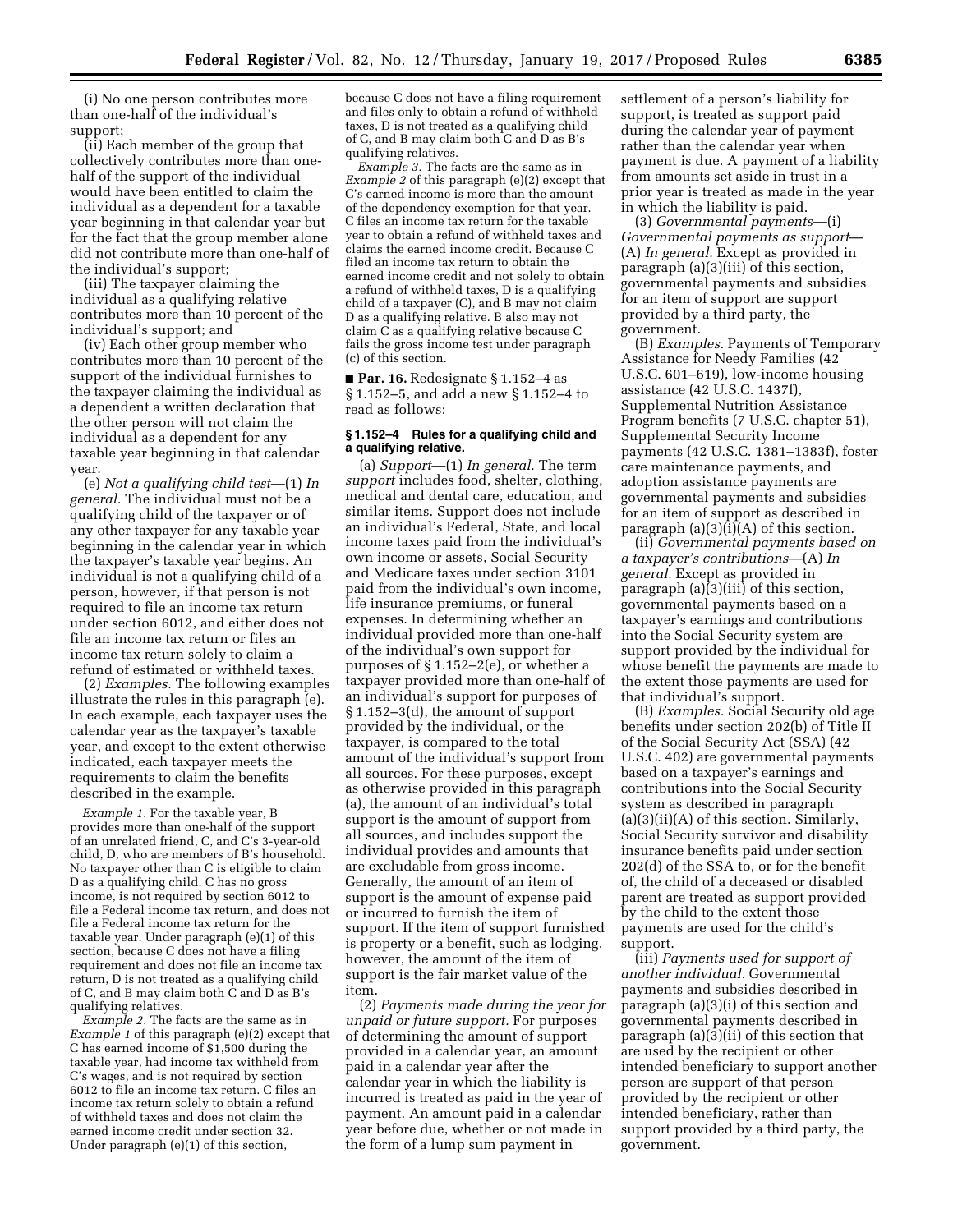(i) No one person contributes more than one-half of the individual's support;

(ii) Each member of the group that collectively contributes more than one-half of the support of the individual would have been entitled to claim the individual as a dependent for a taxable year beginning in that calendar year but for the fact that the group member alone did not contribute more than one-half of the individual's support;

(iii) The taxpayer claiming the individual as a qualifying relative contributes more than 10 percent of the individual's support; and

(iv) Each other group member who contributes more than 10 percent of the support of the individual furnishes to the taxpayer claiming the individual as a dependent a written declaration that the other person will not claim the individual as a dependent for any taxable year beginning in that calendar year.

(e) *Not a qualifying child test*—(1) *In general.* The individual must not be a qualifying child of the taxpayer or of any other taxpayer for any taxable year beginning in the calendar year in which the taxpayer's taxable year begins. An individual is not a qualifying child of a person, however, if that person is not required to file an income tax return under section 6012, and either does not file an income tax return or files an income tax return solely to claim a refund of estimated or withheld taxes.

(2) *Examples.* The following examples illustrate the rules in this paragraph (e). In each example, each taxpayer uses the calendar year as the taxpayer's taxable year, and except to the extent otherwise indicated, each taxpayer meets the requirements to claim the benefits described in the example.

*Example 1.* For the taxable year, B provides more than one-half of the support of an unrelated friend, C, and C's 3-year-old child, D, who are members of B's household. No taxpayer other than C is eligible to claim D as a qualifying child. C has no gross income, is not required by section 6012 to file a Federal income tax return, and does not file a Federal income tax return for the taxable year. Under paragraph (e)(1) of this section, because C does not have a filing requirement and does not file an income tax return, D is not treated as a qualifying child of C, and B may claim both C and D as B's qualifying relatives.

*Example 2.* The facts are the same as in *Example 1* of this paragraph (e)(2) except that C has earned income of $1,500 during the taxable year, had income tax withheld from C's wages, and is not required by section 6012 to file an income tax return. C files an income tax return solely to obtain a refund of withheld taxes and does not claim the earned income credit under section 32. Under paragraph (e)(1) of this section, because C does not have a filing requirement and files only to obtain a refund of withheld taxes, D is not treated as a qualifying child of C, and B may claim both C and D as B's qualifying relatives.

*Example 3.* The facts are the same as in *Example 2* of this paragraph (e)(2) except that C's earned income is more than the amount of the dependency exemption for that year. C files an income tax return for the taxable year to obtain a refund of withheld taxes and claims the earned income credit. Because C filed an income tax return to obtain the earned income credit and not solely to obtain a refund of withheld taxes, D is a qualifying child of a taxpayer (C), and B may not claim D as a qualifying relative. B also may not claim C as a qualifying relative because C fails the gross income test under paragraph (c) of this section.

■ **Par. 16.** Redesignate § 1.152–4 as § 1.152–5, and add a new § 1.152–4 to read as follows:

**§ 1.152–4 Rules for a qualifying child and a qualifying relative.**

(a) *Support*—(1) *In general.* The term *support* includes food, shelter, clothing, medical and dental care, education, and similar items. Support does not include an individual's Federal, State, and local income taxes paid from the individual's own income or assets, Social Security and Medicare taxes under section 3101 paid from the individual's own income, life insurance premiums, or funeral expenses. In determining whether an individual provided more than one-half of the individual's own support for purposes of § 1.152–2(e), or whether a taxpayer provided more than one-half of an individual's support for purposes of § 1.152–3(d), the amount of support provided by the individual, or the taxpayer, is compared to the total amount of the individual's support from all sources. For these purposes, except as otherwise provided in this paragraph (a), the amount of an individual's total support is the amount of support from all sources, and includes support the individual provides and amounts that are excludable from gross income. Generally, the amount of an item of support is the amount of expense paid or incurred to furnish the item of support. If the item of support furnished is property or a benefit, such as lodging, however, the amount of the item of support is the fair market value of the item.

(2) *Payments made during the year for unpaid or future support.* For purposes of determining the amount of support provided in a calendar year, an amount paid in a calendar year after the calendar year in which the liability is incurred is treated as paid in the year of payment. An amount paid in a calendar year before due, whether or not made in the form of a lump sum payment in settlement of a person's liability for support, is treated as support paid during the calendar year of payment rather than the calendar year when payment is due. A payment of a liability from amounts set aside in trust in a prior year is treated as made in the year in which the liability is paid.

(3) *Governmental payments*—(i) *Governmental payments as support*—(A) *In general.* Except as provided in paragraph (a)(3)(iii) of this section, governmental payments and subsidies for an item of support are support provided by a third party, the government.

(B) *Examples.* Payments of Temporary Assistance for Needy Families (42 U.S.C. 601–619), low-income housing assistance (42 U.S.C. 1437f), Supplemental Nutrition Assistance Program benefits (7 U.S.C. chapter 51), Supplemental Security Income payments (42 U.S.C. 1381–1383f), foster care maintenance payments, and adoption assistance payments are governmental payments and subsidies for an item of support as described in paragraph (a)(3)(i)(A) of this section.

(ii) *Governmental payments based on a taxpayer's contributions*—(A) *In general.* Except as provided in paragraph (a)(3)(iii) of this section, governmental payments based on a taxpayer's earnings and contributions into the Social Security system are support provided by the individual for whose benefit the payments are made to the extent those payments are used for that individual's support.

(B) *Examples.* Social Security old age benefits under section 202(b) of Title II of the Social Security Act (SSA) (42 U.S.C. 402) are governmental payments based on a taxpayer's earnings and contributions into the Social Security system as described in paragraph (a)(3)(ii)(A) of this section. Similarly, Social Security survivor and disability insurance benefits paid under section 202(d) of the SSA to, or for the benefit of, the child of a deceased or disabled parent are treated as support provided by the child to the extent those payments are used for the child's support.

(iii) *Payments used for support of another individual.* Governmental payments and subsidies described in paragraph (a)(3)(i) of this section and governmental payments described in paragraph (a)(3)(ii) of this section that are used by the recipient or other intended beneficiary to support another person are support of that person provided by the recipient or other intended beneficiary, rather than support provided by a third party, the government.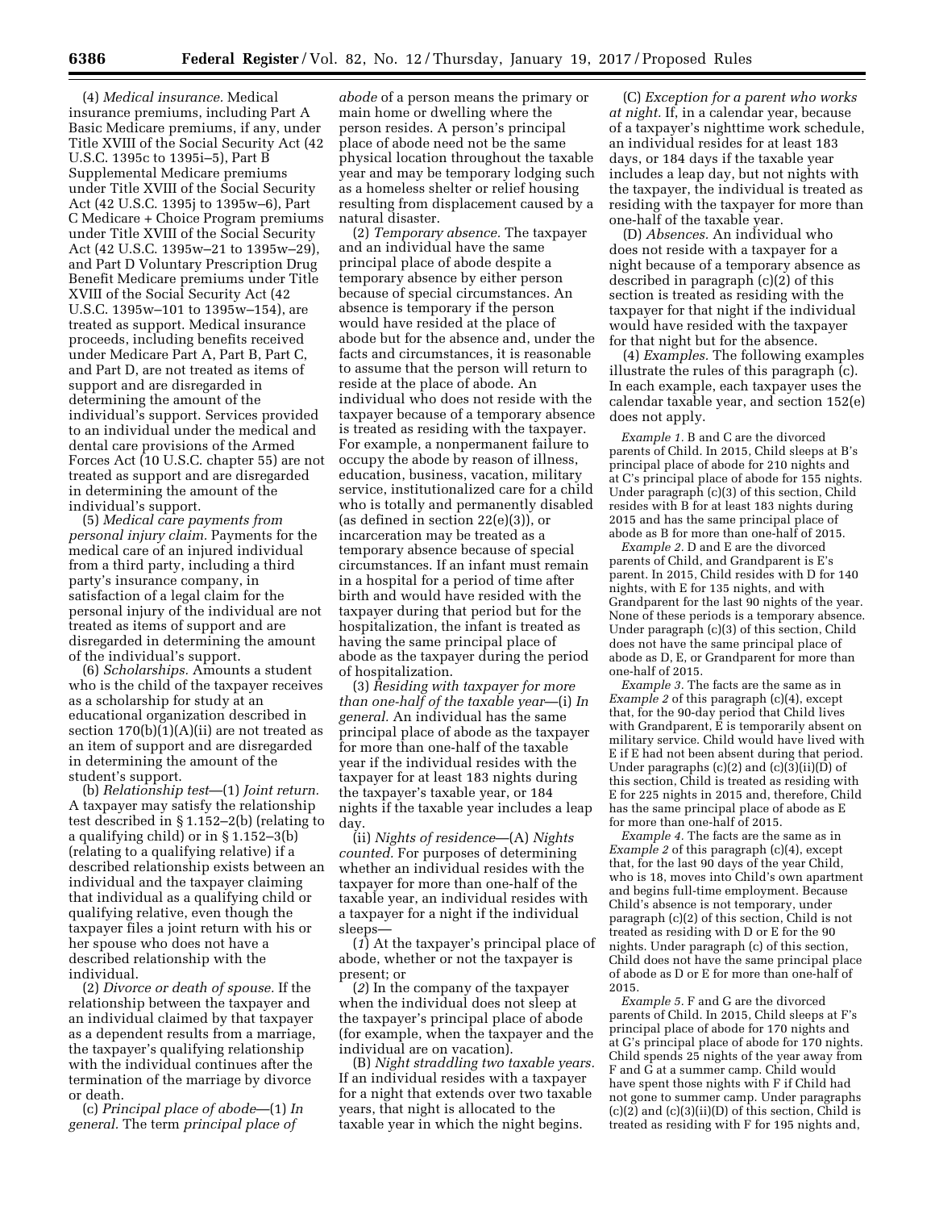(4) *Medical insurance.* Medical insurance premiums, including Part A Basic Medicare premiums, if any, under Title XVIII of the Social Security Act (42 U.S.C. 1395c to 1395i–5), Part B Supplemental Medicare premiums under Title XVIII of the Social Security Act (42 U.S.C. 1395j to 1395w–6), Part C Medicare + Choice Program premiums under Title XVIII of the Social Security Act (42 U.S.C. 1395w–21 to 1395w–29), and Part D Voluntary Prescription Drug Benefit Medicare premiums under Title XVIII of the Social Security Act (42 U.S.C. 1395w–101 to 1395w–154), are treated as support. Medical insurance proceeds, including benefits received under Medicare Part A, Part B, Part C, and Part D, are not treated as items of support and are disregarded in determining the amount of the individual's support. Services provided to an individual under the medical and dental care provisions of the Armed Forces Act (10 U.S.C. chapter 55) are not treated as support and are disregarded in determining the amount of the individual's support.

(5) *Medical care payments from personal injury claim.* Payments for the medical care of an injured individual from a third party, including a third party's insurance company, in satisfaction of a legal claim for the personal injury of the individual are not treated as items of support and are disregarded in determining the amount of the individual's support.

(6) *Scholarships.* Amounts a student who is the child of the taxpayer receives as a scholarship for study at an educational organization described in section 170(b)(1)(A)(ii) are not treated as an item of support and are disregarded in determining the amount of the student's support.

(b) *Relationship test*—(1) *Joint return.* A taxpayer may satisfy the relationship test described in § 1.152–2(b) (relating to a qualifying child) or in § 1.152–3(b) (relating to a qualifying relative) if a described relationship exists between an individual and the taxpayer claiming that individual as a qualifying child or qualifying relative, even though the taxpayer files a joint return with his or her spouse who does not have a described relationship with the individual.

(2) *Divorce or death of spouse.* If the relationship between the taxpayer and an individual claimed by that taxpayer as a dependent results from a marriage, the taxpayer's qualifying relationship with the individual continues after the termination of the marriage by divorce or death.

(c) *Principal place of abode*—(1) *In general.* The term *principal place of abode* of a person means the primary or main home or dwelling where the person resides. A person's principal place of abode need not be the same physical location throughout the taxable year and may be temporary lodging such as a homeless shelter or relief housing resulting from displacement caused by a natural disaster.

(2) *Temporary absence.* The taxpayer and an individual have the same principal place of abode despite a temporary absence by either person because of special circumstances. An absence is temporary if the person would have resided at the place of abode but for the absence and, under the facts and circumstances, it is reasonable to assume that the person will return to reside at the place of abode. An individual who does not reside with the taxpayer because of a temporary absence is treated as residing with the taxpayer. For example, a nonpermanent failure to occupy the abode by reason of illness, education, business, vacation, military service, institutionalized care for a child who is totally and permanently disabled (as defined in section 22(e)(3)), or incarceration may be treated as a temporary absence because of special circumstances. If an infant must remain in a hospital for a period of time after birth and would have resided with the taxpayer during that period but for the hospitalization, the infant is treated as having the same principal place of abode as the taxpayer during the period of hospitalization.

(3) *Residing with taxpayer for more than one-half of the taxable year*—(i) *In general.* An individual has the same principal place of abode as the taxpayer for more than one-half of the taxable year if the individual resides with the taxpayer for at least 183 nights during the taxpayer's taxable year, or 184 nights if the taxable year includes a leap day.

(ii) *Nights of residence*—(A) *Nights counted.* For purposes of determining whether an individual resides with the taxpayer for more than one-half of the taxable year, an individual resides with a taxpayer for a night if the individual sleeps—

(*1*) At the taxpayer's principal place of abode, whether or not the taxpayer is present; or

(*2*) In the company of the taxpayer when the individual does not sleep at the taxpayer's principal place of abode (for example, when the taxpayer and the individual are on vacation).

(B) *Night straddling two taxable years.* If an individual resides with a taxpayer for a night that extends over two taxable years, that night is allocated to the taxable year in which the night begins.

(C) *Exception for a parent who works at night.* If, in a calendar year, because of a taxpayer's nighttime work schedule, an individual resides for at least 183 days, or 184 days if the taxable year includes a leap day, but not nights with the taxpayer, the individual is treated as residing with the taxpayer for more than one-half of the taxable year.

(D) *Absences.* An individual who does not reside with a taxpayer for a night because of a temporary absence as described in paragraph (c)(2) of this section is treated as residing with the taxpayer for that night if the individual would have resided with the taxpayer for that night but for the absence.

(4) *Examples.* The following examples illustrate the rules of this paragraph (c). In each example, each taxpayer uses the calendar taxable year, and section 152(e) does not apply.

*Example 1.* B and C are the divorced parents of Child. In 2015, Child sleeps at B's principal place of abode for 210 nights and at C's principal place of abode for 155 nights. Under paragraph (c)(3) of this section, Child resides with B for at least 183 nights during 2015 and has the same principal place of abode as B for more than one-half of 2015.

*Example 2.* D and E are the divorced parents of Child, and Grandparent is E's parent. In 2015, Child resides with D for 140 nights, with E for 135 nights, and with Grandparent for the last 90 nights of the year. None of these periods is a temporary absence. Under paragraph (c)(3) of this section, Child does not have the same principal place of abode as D, E, or Grandparent for more than one-half of 2015.

*Example 3.* The facts are the same as in *Example 2* of this paragraph (c)(4), except that, for the 90-day period that Child lives with Grandparent, E is temporarily absent on military service. Child would have lived with E if E had not been absent during that period. Under paragraphs (c)(2) and (c)(3)(ii)(D) of this section, Child is treated as residing with E for 225 nights in 2015 and, therefore, Child has the same principal place of abode as E for more than one-half of 2015.

*Example 4.* The facts are the same as in *Example 2* of this paragraph (c)(4), except that, for the last 90 days of the year Child, who is 18, moves into Child's own apartment and begins full-time employment. Because Child's absence is not temporary, under paragraph (c)(2) of this section, Child is not treated as residing with D or E for the 90 nights. Under paragraph (c) of this section, Child does not have the same principal place of abode as D or E for more than one-half of 2015.

*Example 5.* F and G are the divorced parents of Child. In 2015, Child sleeps at F's principal place of abode for 170 nights and at G's principal place of abode for 170 nights. Child spends 25 nights of the year away from F and G at a summer camp. Child would have spent those nights with F if Child had not gone to summer camp. Under paragraphs (c)(2) and (c)(3)(ii)(D) of this section, Child is treated as residing with F for 195 nights and,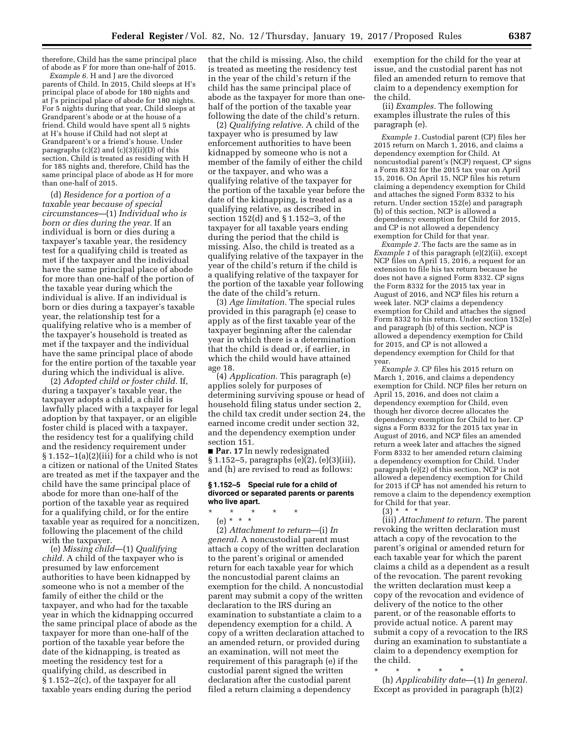therefore, Child has the same principal place of abode as F for more than one-half of 2015.

*Example 6.* H and J are the divorced parents of Child. In 2015, Child sleeps at H's principal place of abode for 180 nights and at J's principal place of abode for 180 nights. For 5 nights during that year, Child sleeps at Grandparent's abode or at the house of a friend. Child would have spent all 5 nights at H's house if Child had not slept at Grandparent's or a friend's house. Under paragraphs (c)(2) and (c)(3)(ii)(D) of this section, Child is treated as residing with H for 185 nights and, therefore, Child has the same principal place of abode as H for more than one-half of 2015.

(d) *Residence for a portion of a taxable year because of special circumstances*—(1) *Individual who is born or dies during the year.* If an individual is born or dies during a taxpayer's taxable year, the residency test for a qualifying child is treated as met if the taxpayer and the individual have the same principal place of abode for more than one-half of the portion of the taxable year during which the individual is alive. If an individual is born or dies during a taxpayer's taxable year, the relationship test for a qualifying relative who is a member of the taxpayer's household is treated as met if the taxpayer and the individual have the same principal place of abode for the entire portion of the taxable year during which the individual is alive.

(2) *Adopted child or foster child.* If, during a taxpayer's taxable year, the taxpayer adopts a child, a child is lawfully placed with a taxpayer for legal adoption by that taxpayer, or an eligible foster child is placed with a taxpayer, the residency test for a qualifying child and the residency requirement under § 1.152–1(a)(2)(iii) for a child who is not a citizen or national of the United States are treated as met if the taxpayer and the child have the same principal place of abode for more than one-half of the portion of the taxable year as required for a qualifying child, or for the entire taxable year as required for a noncitizen, following the placement of the child with the taxpayer.

(e) *Missing child*—(1) *Qualifying child.* A child of the taxpayer who is presumed by law enforcement authorities to have been kidnapped by someone who is not a member of the family of either the child or the taxpayer, and who had for the taxable year in which the kidnapping occurred the same principal place of abode as the taxpayer for more than one-half of the portion of the taxable year before the date of the kidnapping, is treated as meeting the residency test for a qualifying child, as described in § 1.152–2(c), of the taxpayer for all taxable years ending during the period that the child is missing. Also, the child is treated as meeting the residency test in the year of the child's return if the child has the same principal place of abode as the taxpayer for more than one-half of the portion of the taxable year following the date of the child's return.

(2) *Qualifying relative.* A child of the taxpayer who is presumed by law enforcement authorities to have been kidnapped by someone who is not a member of the family of either the child or the taxpayer, and who was a qualifying relative of the taxpayer for the portion of the taxable year before the date of the kidnapping, is treated as a qualifying relative, as described in section 152(d) and § 1.152–3, of the taxpayer for all taxable years ending during the period that the child is missing. Also, the child is treated as a qualifying relative of the taxpayer in the year of the child's return if the child is a qualifying relative of the taxpayer for the portion of the taxable year following the date of the child's return.

(3) *Age limitation.* The special rules provided in this paragraph (e) cease to apply as of the first taxable year of the taxpayer beginning after the calendar year in which there is a determination that the child is dead or, if earlier, in which the child would have attained age 18.

(4) *Application.* This paragraph (e) applies solely for purposes of determining surviving spouse or head of household filing status under section 2, the child tax credit under section 24, the earned income credit under section 32, and the dependency exemption under section 151.

■ **Par. 17** In newly redesignated § 1.152–5, paragraphs (e)(2), (e)(3)(iii), and (h) are revised to read as follows:

### § 1.152–5 Special rule for a child of divorced or separated parents or parents who live apart.

\* \* \* \* \*

(e) \* \* \*

(2) *Attachment to return*—(i) *In general.* A noncustodial parent must attach a copy of the written declaration to the parent's original or amended return for each taxable year for which the noncustodial parent claims an exemption for the child. A noncustodial parent may submit a copy of the written declaration to the IRS during an examination to substantiate a claim to a dependency exemption for a child. A copy of a written declaration attached to an amended return, or provided during an examination, will not meet the requirement of this paragraph (e) if the custodial parent signed the written declaration after the custodial parent filed a return claiming a dependency exemption for the child for the year at issue, and the custodial parent has not filed an amended return to remove that claim to a dependency exemption for the child.

(ii) *Examples.* The following examples illustrate the rules of this paragraph (e).

*Example 1.* Custodial parent (CP) files her 2015 return on March 1, 2016, and claims a dependency exemption for Child. At noncustodial parent's (NCP) request, CP signs a Form 8332 for the 2015 tax year on April 15, 2016. On April 15, NCP files his return claiming a dependency exemption for Child and attaches the signed Form 8332 to his return. Under section 152(e) and paragraph (b) of this section, NCP is allowed a dependency exemption for Child for 2015, and CP is not allowed a dependency exemption for Child for that year.

*Example 2.* The facts are the same as in *Example 1* of this paragraph (e)(2)(ii), except NCP files on April 15, 2016, a request for an extension to file his tax return because he does not have a signed Form 8332. CP signs the Form 8332 for the 2015 tax year in August of 2016, and NCP files his return a week later. NCP claims a dependency exemption for Child and attaches the signed Form 8332 to his return. Under section 152(e) and paragraph (b) of this section, NCP is allowed a dependency exemption for Child for 2015, and CP is not allowed a dependency exemption for Child for that year.

*Example 3.* CP files his 2015 return on March 1, 2016, and claims a dependency exemption for Child. NCP files her return on April 15, 2016, and does not claim a dependency exemption for Child, even though her divorce decree allocates the dependency exemption for Child to her. CP signs a Form 8332 for the 2015 tax year in August of 2016, and NCP files an amended return a week later and attaches the signed Form 8332 to her amended return claiming a dependency exemption for Child. Under paragraph (e)(2) of this section, NCP is not allowed a dependency exemption for Child for 2015 if CP has not amended his return to remove a claim to the dependency exemption for Child for that year.

(3) \* \* \*

(iii) *Attachment to return.* The parent revoking the written declaration must attach a copy of the revocation to the parent's original or amended return for each taxable year for which the parent claims a child as a dependent as a result of the revocation. The parent revoking the written declaration must keep a copy of the revocation and evidence of delivery of the notice to the other parent, or of the reasonable efforts to provide actual notice. A parent may submit a copy of a revocation to the IRS during an examination to substantiate a claim to a dependency exemption for the child.

\* \* \* \* \*

(h) *Applicability date*—(1) *In general.* Except as provided in paragraph (h)(2)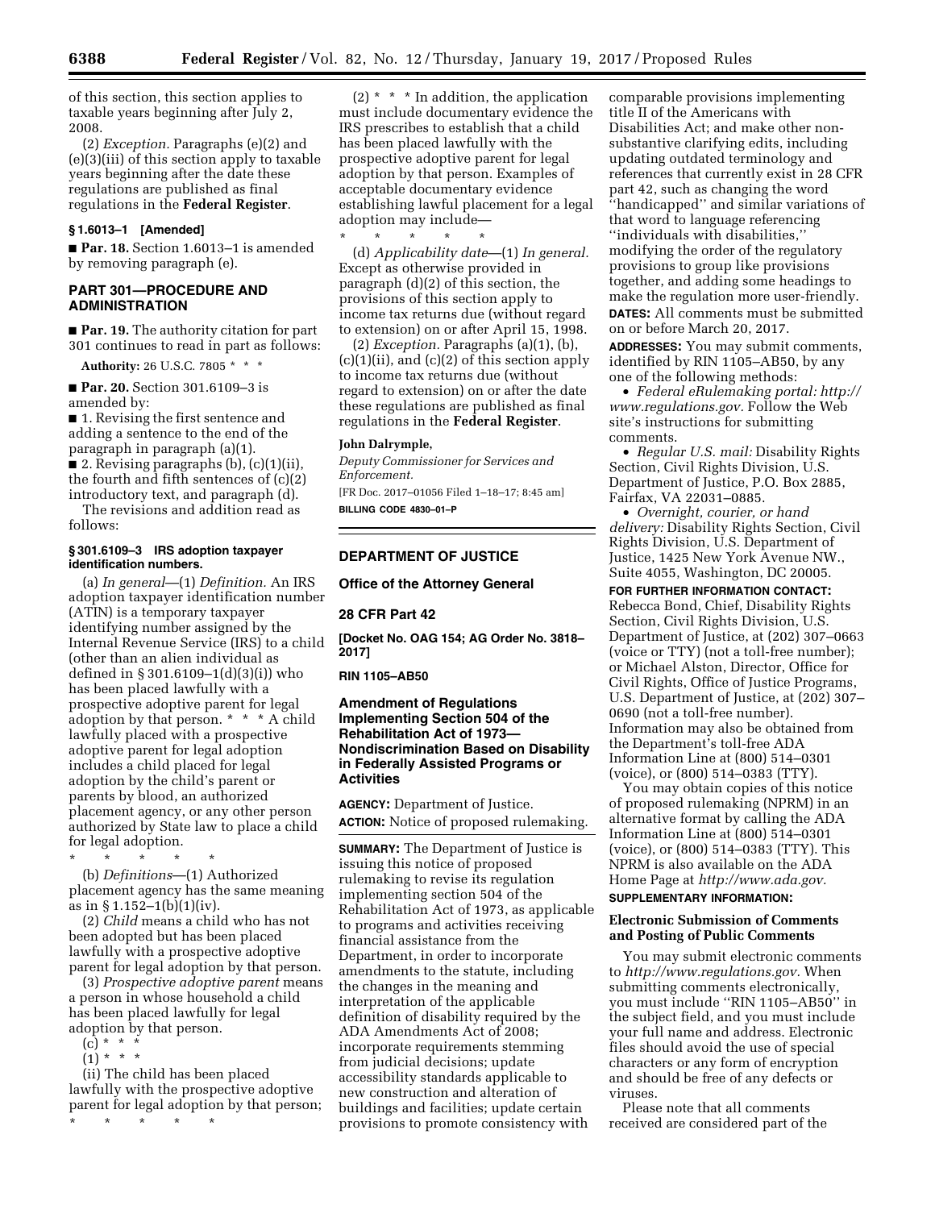of this section, this section applies to taxable years beginning after July 2, 2008.

(2) *Exception.* Paragraphs (e)(2) and (e)(3)(iii) of this section apply to taxable years beginning after the date these regulations are published as final regulations in the **Federal Register**.

### § 1.6013–1 [Amended]

■ **Par. 18.** Section 1.6013–1 is amended by removing paragraph (e).

## PART 301—PROCEDURE AND ADMINISTRATION

■ **Par. 19.** The authority citation for part 301 continues to read in part as follows:

**Authority:** 26 U.S.C. 7805 * * *

■ **Par. 20.** Section 301.6109–3 is amended by:

■ 1. Revising the first sentence and adding a sentence to the end of the paragraph in paragraph (a)(1).

■ 2. Revising paragraphs (b), (c)(1)(ii), the fourth and fifth sentences of (c)(2) introductory text, and paragraph (d).

The revisions and addition read as follows:

### § 301.6109–3 IRS adoption taxpayer identification numbers.

(a) *In general*—(1) *Definition.* An IRS adoption taxpayer identification number (ATIN) is a temporary taxpayer identifying number assigned by the Internal Revenue Service (IRS) to a child (other than an alien individual as defined in § 301.6109–1(d)(3)(i)) who has been placed lawfully with a prospective adoptive parent for legal adoption by that person. * * * A child lawfully placed with a prospective adoptive parent for legal adoption includes a child placed for legal adoption by the child's parent or parents by blood, an authorized placement agency, or any other person authorized by State law to place a child for legal adoption.

\* \* \* \* \*

(b) *Definitions*—(1) Authorized placement agency has the same meaning as in § 1.152–1(b)(1)(iv).

(2) *Child* means a child who has not been adopted but has been placed lawfully with a prospective adoptive parent for legal adoption by that person.

(3) *Prospective adoptive parent* means a person in whose household a child has been placed lawfully for legal adoption by that person.

(c) * * *

(1) * * *

(ii) The child has been placed lawfully with the prospective adoptive parent for legal adoption by that person;

\* \* \* \* \*

(2) * * * In addition, the application must include documentary evidence the IRS prescribes to establish that a child has been placed lawfully with the prospective adoptive parent for legal adoption by that person. Examples of acceptable documentary evidence establishing lawful placement for a legal adoption may include—

\* \* \* \* \*

(d) *Applicability date*—(1) *In general.* Except as otherwise provided in paragraph (d)(2) of this section, the provisions of this section apply to income tax returns due (without regard to extension) on or after April 15, 1998.

(2) *Exception.* Paragraphs (a)(1), (b), (c)(1)(ii), and (c)(2) of this section apply to income tax returns due (without regard to extension) on or after the date these regulations are published as final regulations in the **Federal Register**.

**John Dalrymple,**

*Deputy Commissioner for Services and Enforcement.*

[FR Doc. 2017–01056 Filed 1–18–17; 8:45 am]

**BILLING CODE 4830–01–P**

---

## DEPARTMENT OF JUSTICE

### Office of the Attorney General

### 28 CFR Part 42

**[Docket No. OAG 154; AG Order No. 3818–2017]**

**RIN 1105–AB50**

## Amendment of Regulations Implementing Section 504 of the Rehabilitation Act of 1973—Nondiscrimination Based on Disability in Federally Assisted Programs or Activities

**AGENCY:** Department of Justice.

**ACTION:** Notice of proposed rulemaking.

**SUMMARY:** The Department of Justice is issuing this notice of proposed rulemaking to revise its regulation implementing section 504 of the Rehabilitation Act of 1973, as applicable to programs and activities receiving financial assistance from the Department, in order to incorporate amendments to the statute, including the changes in the meaning and interpretation of the applicable definition of disability required by the ADA Amendments Act of 2008; incorporate requirements stemming from judicial decisions; update accessibility standards applicable to new construction and alteration of buildings and facilities; update certain provisions to promote consistency with comparable provisions implementing title II of the Americans with Disabilities Act; and make other non-substantive clarifying edits, including updating outdated terminology and references that currently exist in 28 CFR part 42, such as changing the word ''handicapped'' and similar variations of that word to language referencing ''individuals with disabilities,'' modifying the order of the regulatory provisions to group like provisions together, and adding some headings to make the regulation more user-friendly.

**DATES:** All comments must be submitted on or before March 20, 2017.

**ADDRESSES:** You may submit comments, identified by RIN 1105–AB50, by any one of the following methods:

- *Federal eRulemaking portal: http://www.regulations.gov.* Follow the Web site's instructions for submitting comments.
- *Regular U.S. mail:* Disability Rights Section, Civil Rights Division, U.S. Department of Justice, P.O. Box 2885, Fairfax, VA 22031–0885.
- *Overnight, courier, or hand delivery:* Disability Rights Section, Civil Rights Division, U.S. Department of Justice, 1425 New York Avenue NW., Suite 4055, Washington, DC 20005.

**FOR FURTHER INFORMATION CONTACT:** Rebecca Bond, Chief, Disability Rights Section, Civil Rights Division, U.S. Department of Justice, at (202) 307–0663 (voice or TTY) (not a toll-free number); or Michael Alston, Director, Office for Civil Rights, Office of Justice Programs, U.S. Department of Justice, at (202) 307–0690 (not a toll-free number). Information may also be obtained from the Department's toll-free ADA Information Line at (800) 514–0301 (voice), or (800) 514–0383 (TTY).

You may obtain copies of this notice of proposed rulemaking (NPRM) in an alternative format by calling the ADA Information Line at (800) 514–0301 (voice), or (800) 514–0383 (TTY). This NPRM is also available on the ADA Home Page at *http://www.ada.gov.*

**SUPPLEMENTARY INFORMATION:**

### Electronic Submission of Comments and Posting of Public Comments

You may submit electronic comments to *http://www.regulations.gov.* When submitting comments electronically, you must include ''RIN 1105–AB50'' in the subject field, and you must include your full name and address. Electronic files should avoid the use of special characters or any form of encryption and should be free of any defects or viruses.

Please note that all comments received are considered part of the